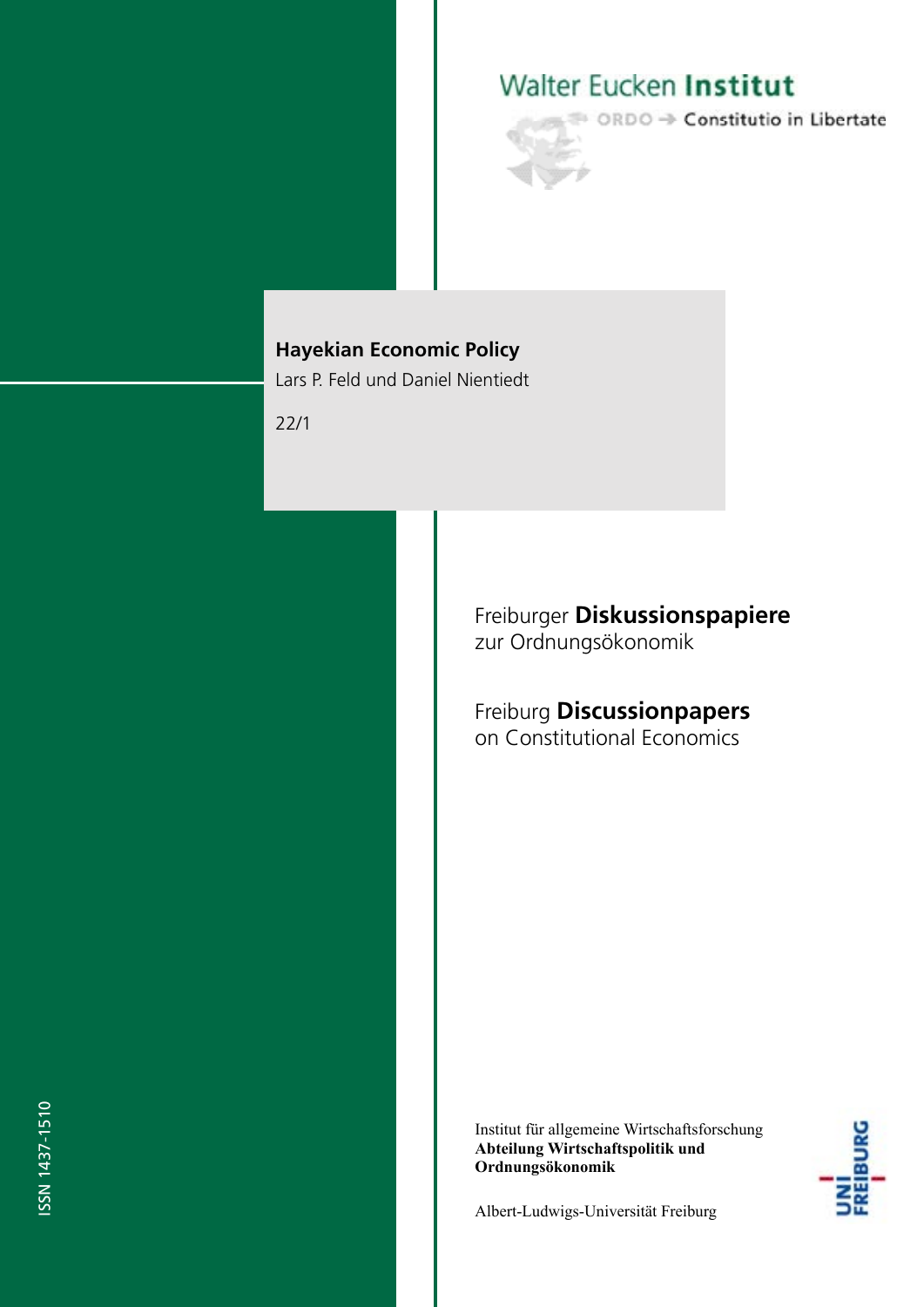Walter Eucken **Institut**

ORDO → Constitutio in Libertate

# Hayekian Economic Policy

Lars P. Feld und Daniel Nientiedt

22/1

Freiburger **Diskussionspapiere** zur Ordnungsökonomik

Freiburg **Discussionpapers** on Constitutional Economics

ISSN 1437-1510

Institut für allgemeine Wirtschaftsforschung
**Abteilung Wirtschaftspolitik und Ordnungsökonomik**

Albert-Ludwigs-Universität Freiburg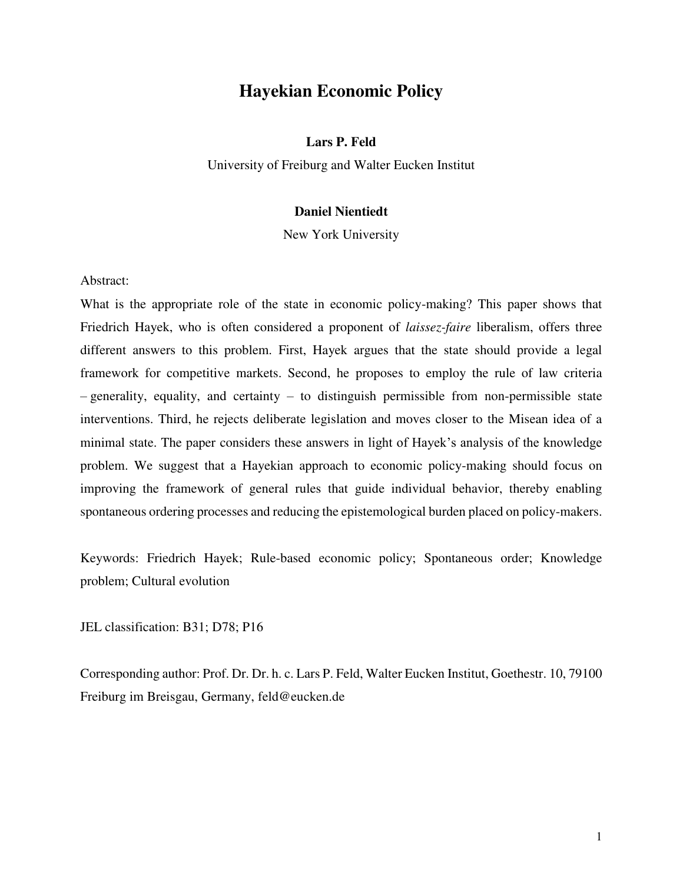# Hayekian Economic Policy

**Lars P. Feld**

University of Freiburg and Walter Eucken Institut

**Daniel Nientiedt**

New York University

Abstract:

What is the appropriate role of the state in economic policy-making? This paper shows that Friedrich Hayek, who is often considered a proponent of *laissez-faire* liberalism, offers three different answers to this problem. First, Hayek argues that the state should provide a legal framework for competitive markets. Second, he proposes to employ the rule of law criteria – generality, equality, and certainty – to distinguish permissible from non-permissible state interventions. Third, he rejects deliberate legislation and moves closer to the Misean idea of a minimal state. The paper considers these answers in light of Hayek's analysis of the knowledge problem. We suggest that a Hayekian approach to economic policy-making should focus on improving the framework of general rules that guide individual behavior, thereby enabling spontaneous ordering processes and reducing the epistemological burden placed on policy-makers.

Keywords: Friedrich Hayek; Rule-based economic policy; Spontaneous order; Knowledge problem; Cultural evolution

JEL classification: B31; D78; P16

Corresponding author: Prof. Dr. Dr. h. c. Lars P. Feld, Walter Eucken Institut, Goethestr. 10, 79100 Freiburg im Breisgau, Germany, feld@eucken.de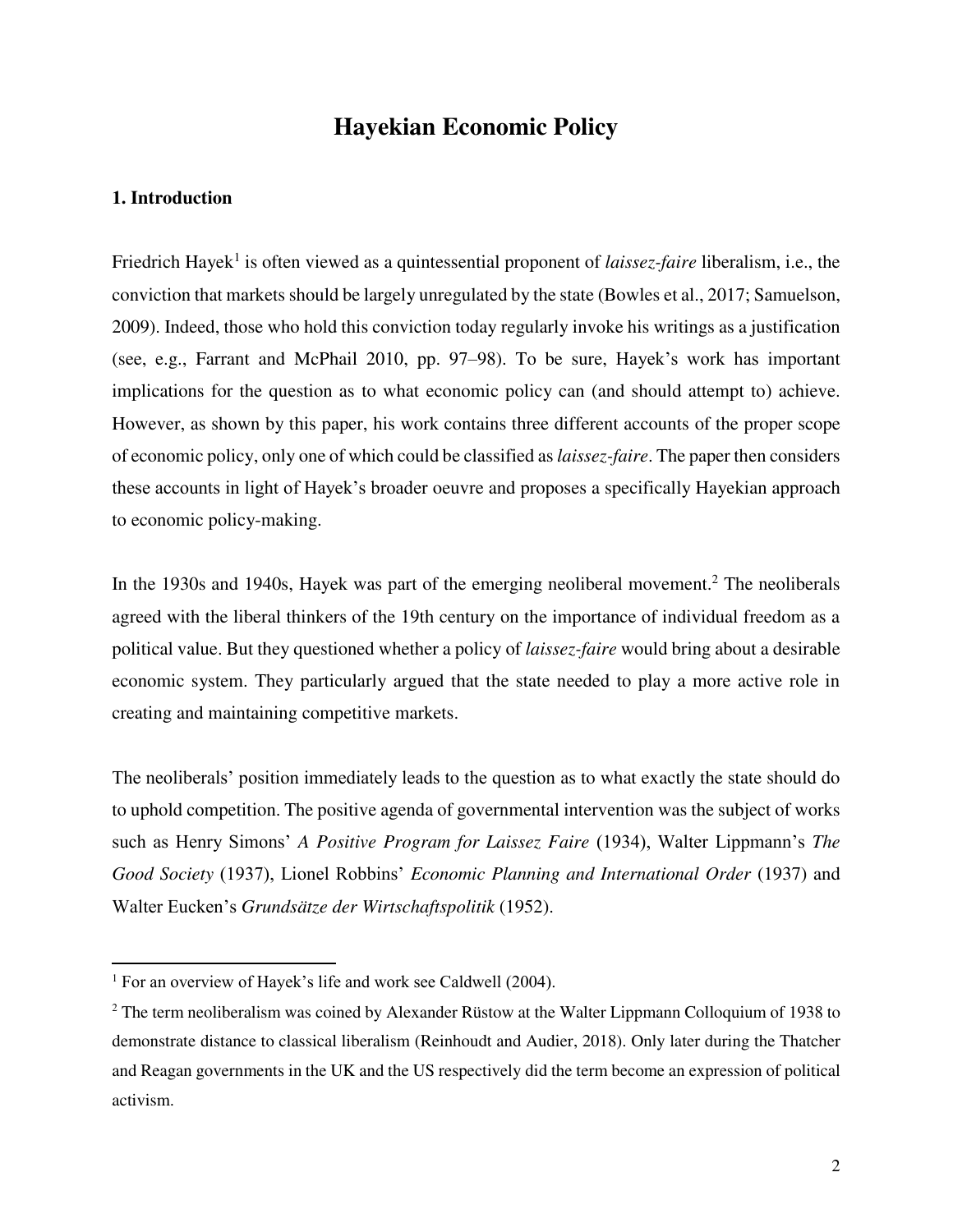# Hayekian Economic Policy

## 1. Introduction

Friedrich Hayek[1] is often viewed as a quintessential proponent of *laissez-faire* liberalism, i.e., the conviction that markets should be largely unregulated by the state (Bowles et al., 2017; Samuelson, 2009). Indeed, those who hold this conviction today regularly invoke his writings as a justification (see, e.g., Farrant and McPhail 2010, pp. 97–98). To be sure, Hayek's work has important implications for the question as to what economic policy can (and should attempt to) achieve. However, as shown by this paper, his work contains three different accounts of the proper scope of economic policy, only one of which could be classified as *laissez-faire*. The paper then considers these accounts in light of Hayek's broader oeuvre and proposes a specifically Hayekian approach to economic policy-making.

In the 1930s and 1940s, Hayek was part of the emerging neoliberal movement.[2] The neoliberals agreed with the liberal thinkers of the 19th century on the importance of individual freedom as a political value. But they questioned whether a policy of *laissez-faire* would bring about a desirable economic system. They particularly argued that the state needed to play a more active role in creating and maintaining competitive markets.

The neoliberals' position immediately leads to the question as to what exactly the state should do to uphold competition. The positive agenda of governmental intervention was the subject of works such as Henry Simons' *A Positive Program for Laissez Faire* (1934), Walter Lippmann's *The Good Society* (1937), Lionel Robbins' *Economic Planning and International Order* (1937) and Walter Eucken's *Grundsätze der Wirtschaftspolitik* (1952).

[1] For an overview of Hayek's life and work see Caldwell (2004).

[2] The term neoliberalism was coined by Alexander Rüstow at the Walter Lippmann Colloquium of 1938 to demonstrate distance to classical liberalism (Reinhoudt and Audier, 2018). Only later during the Thatcher and Reagan governments in the UK and the US respectively did the term become an expression of political activism.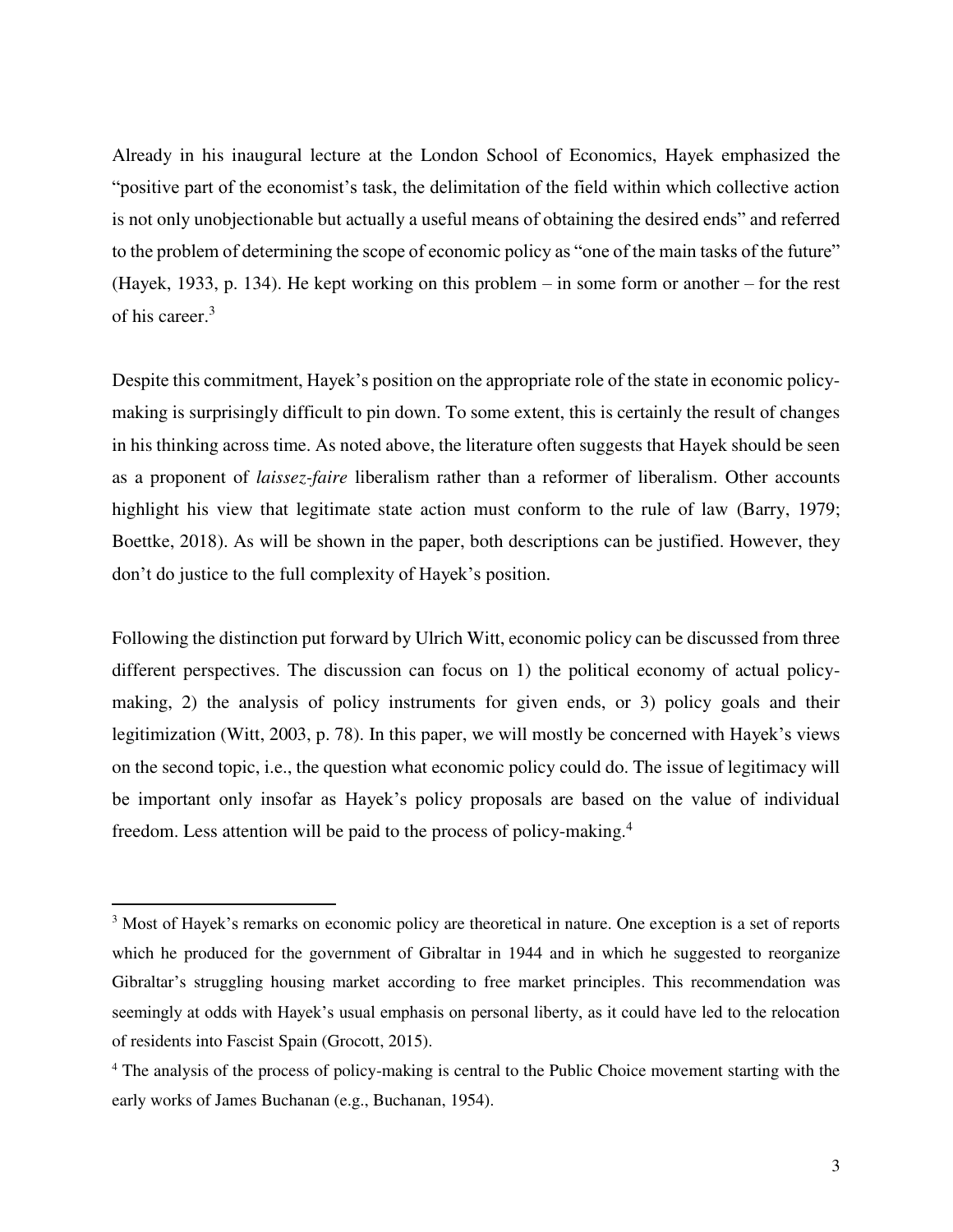Already in his inaugural lecture at the London School of Economics, Hayek emphasized the "positive part of the economist's task, the delimitation of the field within which collective action is not only unobjectionable but actually a useful means of obtaining the desired ends" and referred to the problem of determining the scope of economic policy as "one of the main tasks of the future" (Hayek, 1933, p. 134). He kept working on this problem – in some form or another – for the rest of his career.[3]

Despite this commitment, Hayek's position on the appropriate role of the state in economic policy-making is surprisingly difficult to pin down. To some extent, this is certainly the result of changes in his thinking across time. As noted above, the literature often suggests that Hayek should be seen as a proponent of *laissez-faire* liberalism rather than a reformer of liberalism. Other accounts highlight his view that legitimate state action must conform to the rule of law (Barry, 1979; Boettke, 2018). As will be shown in the paper, both descriptions can be justified. However, they don't do justice to the full complexity of Hayek's position.

Following the distinction put forward by Ulrich Witt, economic policy can be discussed from three different perspectives. The discussion can focus on 1) the political economy of actual policy-making, 2) the analysis of policy instruments for given ends, or 3) policy goals and their legitimization (Witt, 2003, p. 78). In this paper, we will mostly be concerned with Hayek's views on the second topic, i.e., the question what economic policy could do. The issue of legitimacy will be important only insofar as Hayek's policy proposals are based on the value of individual freedom. Less attention will be paid to the process of policy-making.[4]

---

[3] Most of Hayek's remarks on economic policy are theoretical in nature. One exception is a set of reports which he produced for the government of Gibraltar in 1944 and in which he suggested to reorganize Gibraltar's struggling housing market according to free market principles. This recommendation was seemingly at odds with Hayek's usual emphasis on personal liberty, as it could have led to the relocation of residents into Fascist Spain (Grocott, 2015).

[4] The analysis of the process of policy-making is central to the Public Choice movement starting with the early works of James Buchanan (e.g., Buchanan, 1954).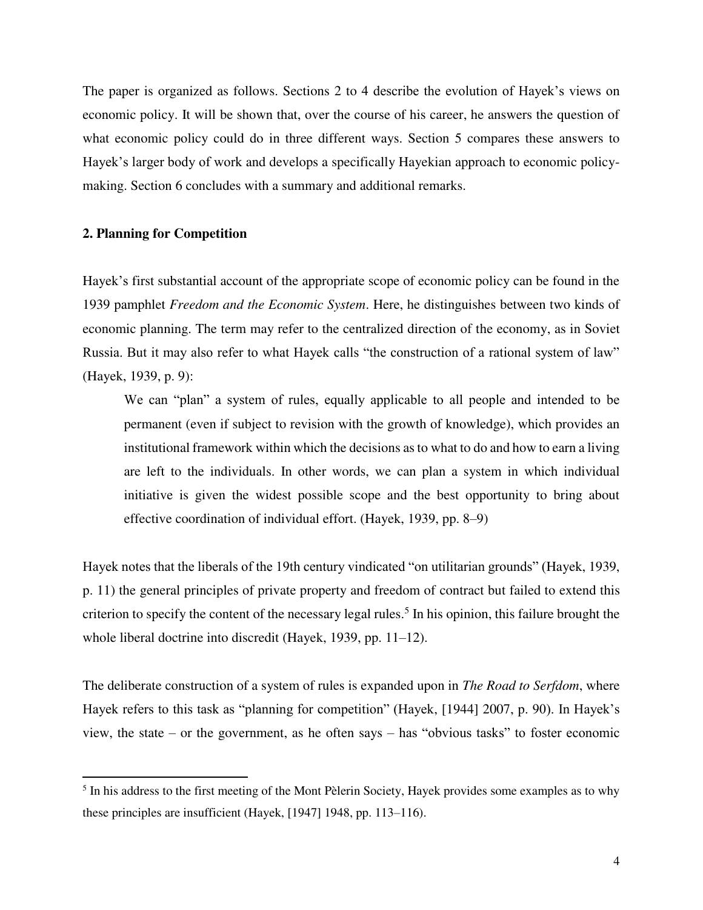The paper is organized as follows. Sections 2 to 4 describe the evolution of Hayek's views on economic policy. It will be shown that, over the course of his career, he answers the question of what economic policy could do in three different ways. Section 5 compares these answers to Hayek's larger body of work and develops a specifically Hayekian approach to economic policy-making. Section 6 concludes with a summary and additional remarks.

## 2. Planning for Competition

Hayek's first substantial account of the appropriate scope of economic policy can be found in the 1939 pamphlet *Freedom and the Economic System*. Here, he distinguishes between two kinds of economic planning. The term may refer to the centralized direction of the economy, as in Soviet Russia. But it may also refer to what Hayek calls "the construction of a rational system of law" (Hayek, 1939, p. 9):

> We can "plan" a system of rules, equally applicable to all people and intended to be permanent (even if subject to revision with the growth of knowledge), which provides an institutional framework within which the decisions as to what to do and how to earn a living are left to the individuals. In other words, we can plan a system in which individual initiative is given the widest possible scope and the best opportunity to bring about effective coordination of individual effort. (Hayek, 1939, pp. 8–9)

Hayek notes that the liberals of the 19th century vindicated "on utilitarian grounds" (Hayek, 1939, p. 11) the general principles of private property and freedom of contract but failed to extend this criterion to specify the content of the necessary legal rules.[5] In his opinion, this failure brought the whole liberal doctrine into discredit (Hayek, 1939, pp. 11–12).

The deliberate construction of a system of rules is expanded upon in *The Road to Serfdom*, where Hayek refers to this task as "planning for competition" (Hayek, [1944] 2007, p. 90). In Hayek's view, the state – or the government, as he often says – has "obvious tasks" to foster economic

[5] In his address to the first meeting of the Mont Pèlerin Society, Hayek provides some examples as to why these principles are insufficient (Hayek, [1947] 1948, pp. 113–116).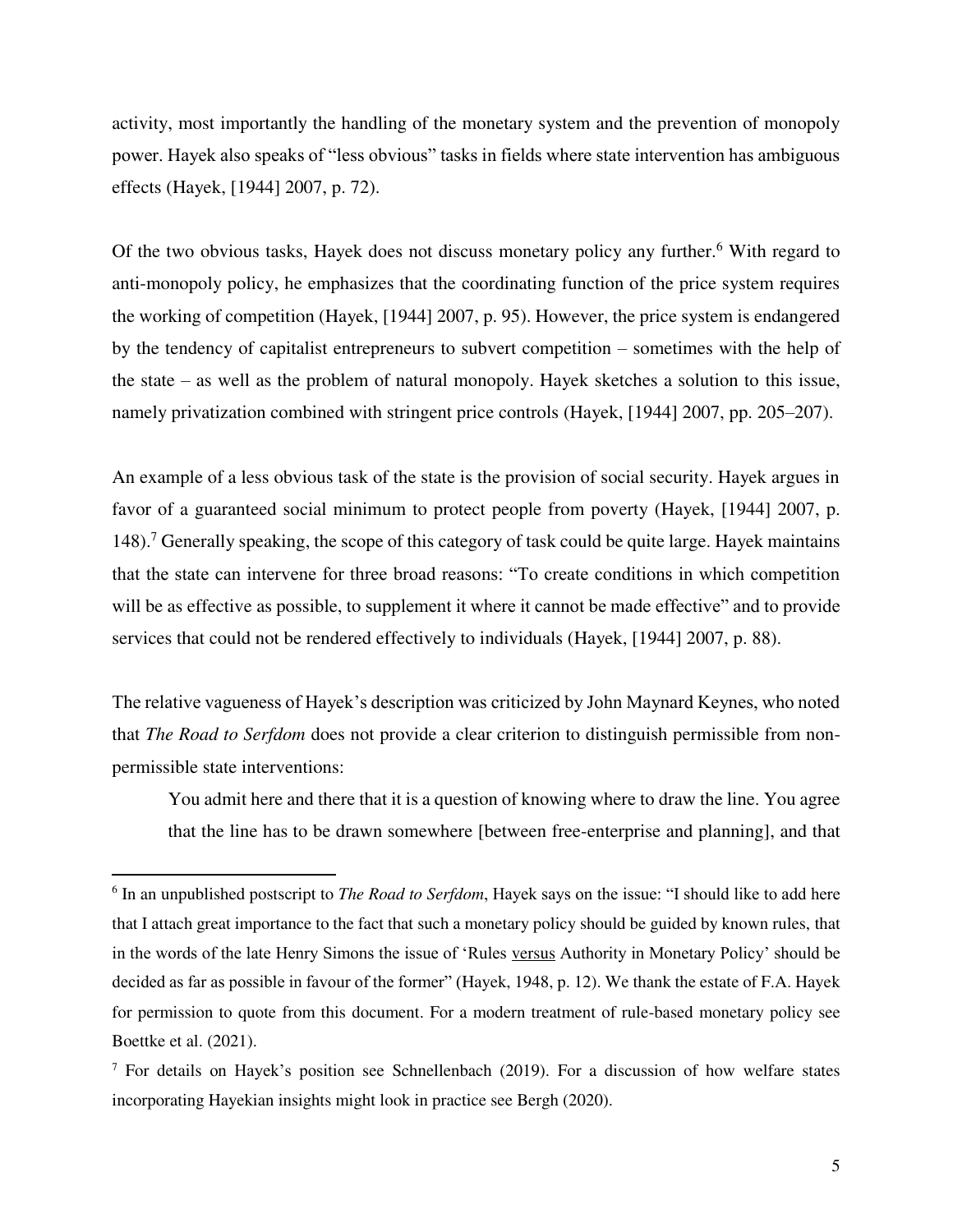activity, most importantly the handling of the monetary system and the prevention of monopoly power. Hayek also speaks of "less obvious" tasks in fields where state intervention has ambiguous effects (Hayek, [1944] 2007, p. 72).

Of the two obvious tasks, Hayek does not discuss monetary policy any further.[6] With regard to anti-monopoly policy, he emphasizes that the coordinating function of the price system requires the working of competition (Hayek, [1944] 2007, p. 95). However, the price system is endangered by the tendency of capitalist entrepreneurs to subvert competition – sometimes with the help of the state – as well as the problem of natural monopoly. Hayek sketches a solution to this issue, namely privatization combined with stringent price controls (Hayek, [1944] 2007, pp. 205–207).

An example of a less obvious task of the state is the provision of social security. Hayek argues in favor of a guaranteed social minimum to protect people from poverty (Hayek, [1944] 2007, p. 148).[7] Generally speaking, the scope of this category of task could be quite large. Hayek maintains that the state can intervene for three broad reasons: "To create conditions in which competition will be as effective as possible, to supplement it where it cannot be made effective" and to provide services that could not be rendered effectively to individuals (Hayek, [1944] 2007, p. 88).

The relative vagueness of Hayek's description was criticized by John Maynard Keynes, who noted that *The Road to Serfdom* does not provide a clear criterion to distinguish permissible from non-permissible state interventions:

> You admit here and there that it is a question of knowing where to draw the line. You agree that the line has to be drawn somewhere [between free-enterprise and planning], and that

---

[6] In an unpublished postscript to *The Road to Serfdom*, Hayek says on the issue: "I should like to add here that I attach great importance to the fact that such a monetary policy should be guided by known rules, that in the words of the late Henry Simons the issue of 'Rules <u>versus</u> Authority in Monetary Policy' should be decided as far as possible in favour of the former" (Hayek, 1948, p. 12). We thank the estate of F.A. Hayek for permission to quote from this document. For a modern treatment of rule-based monetary policy see Boettke et al. (2021).

[7] For details on Hayek's position see Schnellenbach (2019). For a discussion of how welfare states incorporating Hayekian insights might look in practice see Bergh (2020).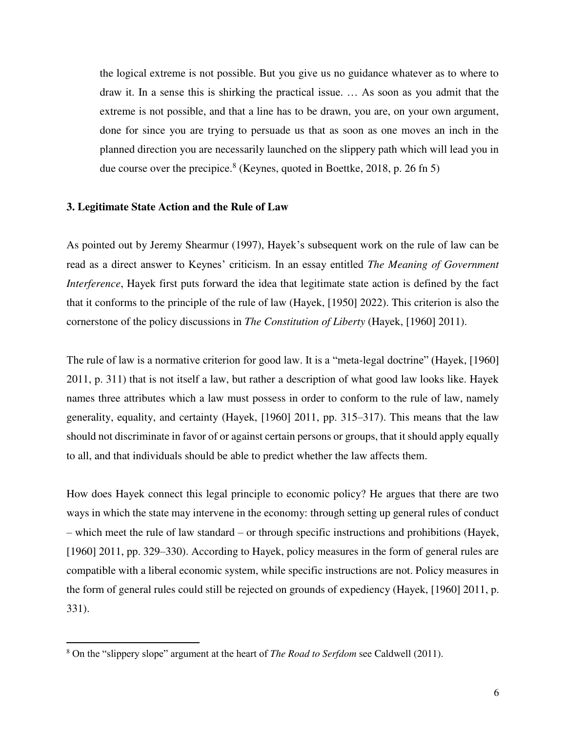> the logical extreme is not possible. But you give us no guidance whatever as to where to draw it. In a sense this is shirking the practical issue. … As soon as you admit that the extreme is not possible, and that a line has to be drawn, you are, on your own argument, done for since you are trying to persuade us that as soon as one moves an inch in the planned direction you are necessarily launched on the slippery path which will lead you in due course over the precipice.[8] (Keynes, quoted in Boettke, 2018, p. 26 fn 5)

### 3. Legitimate State Action and the Rule of Law

As pointed out by Jeremy Shearmur (1997), Hayek's subsequent work on the rule of law can be read as a direct answer to Keynes' criticism. In an essay entitled *The Meaning of Government Interference*, Hayek first puts forward the idea that legitimate state action is defined by the fact that it conforms to the principle of the rule of law (Hayek, [1950] 2022). This criterion is also the cornerstone of the policy discussions in *The Constitution of Liberty* (Hayek, [1960] 2011).

The rule of law is a normative criterion for good law. It is a "meta-legal doctrine" (Hayek, [1960] 2011, p. 311) that is not itself a law, but rather a description of what good law looks like. Hayek names three attributes which a law must possess in order to conform to the rule of law, namely generality, equality, and certainty (Hayek, [1960] 2011, pp. 315–317). This means that the law should not discriminate in favor of or against certain persons or groups, that it should apply equally to all, and that individuals should be able to predict whether the law affects them.

How does Hayek connect this legal principle to economic policy? He argues that there are two ways in which the state may intervene in the economy: through setting up general rules of conduct – which meet the rule of law standard – or through specific instructions and prohibitions (Hayek, [1960] 2011, pp. 329–330). According to Hayek, policy measures in the form of general rules are compatible with a liberal economic system, while specific instructions are not. Policy measures in the form of general rules could still be rejected on grounds of expediency (Hayek, [1960] 2011, p. 331).

---

[8] On the "slippery slope" argument at the heart of *The Road to Serfdom* see Caldwell (2011).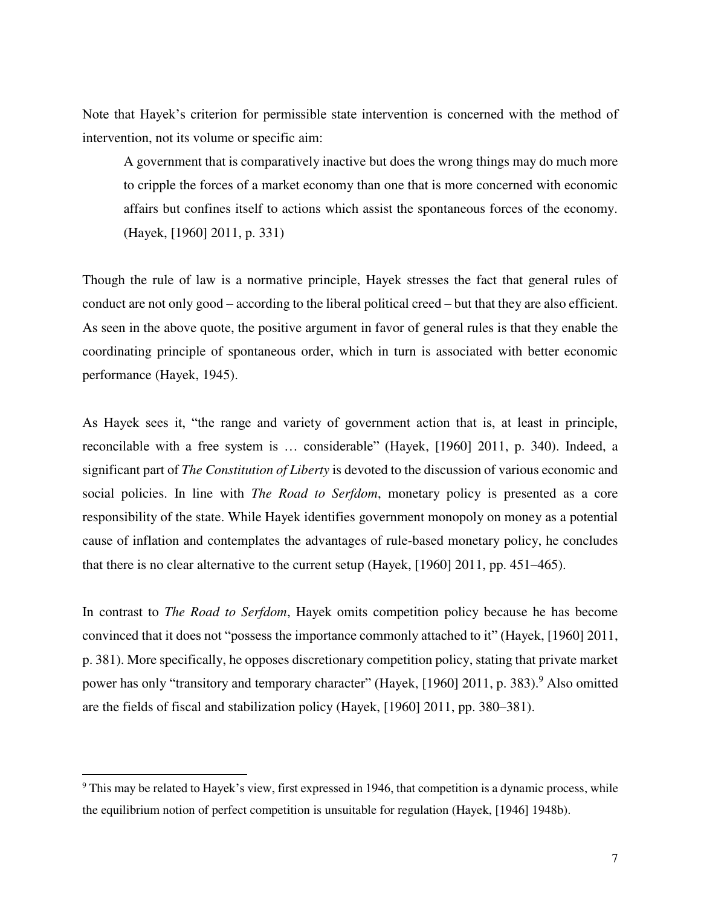Note that Hayek's criterion for permissible state intervention is concerned with the method of intervention, not its volume or specific aim:

> A government that is comparatively inactive but does the wrong things may do much more to cripple the forces of a market economy than one that is more concerned with economic affairs but confines itself to actions which assist the spontaneous forces of the economy. (Hayek, [1960] 2011, p. 331)

Though the rule of law is a normative principle, Hayek stresses the fact that general rules of conduct are not only good – according to the liberal political creed – but that they are also efficient. As seen in the above quote, the positive argument in favor of general rules is that they enable the coordinating principle of spontaneous order, which in turn is associated with better economic performance (Hayek, 1945).

As Hayek sees it, "the range and variety of government action that is, at least in principle, reconcilable with a free system is … considerable" (Hayek, [1960] 2011, p. 340). Indeed, a significant part of *The Constitution of Liberty* is devoted to the discussion of various economic and social policies. In line with *The Road to Serfdom*, monetary policy is presented as a core responsibility of the state. While Hayek identifies government monopoly on money as a potential cause of inflation and contemplates the advantages of rule-based monetary policy, he concludes that there is no clear alternative to the current setup (Hayek, [1960] 2011, pp. 451–465).

In contrast to *The Road to Serfdom*, Hayek omits competition policy because he has become convinced that it does not "possess the importance commonly attached to it" (Hayek, [1960] 2011, p. 381). More specifically, he opposes discretionary competition policy, stating that private market power has only "transitory and temporary character" (Hayek, [1960] 2011, p. 383).[9] Also omitted are the fields of fiscal and stabilization policy (Hayek, [1960] 2011, pp. 380–381).

---

[9] This may be related to Hayek's view, first expressed in 1946, that competition is a dynamic process, while the equilibrium notion of perfect competition is unsuitable for regulation (Hayek, [1946] 1948b).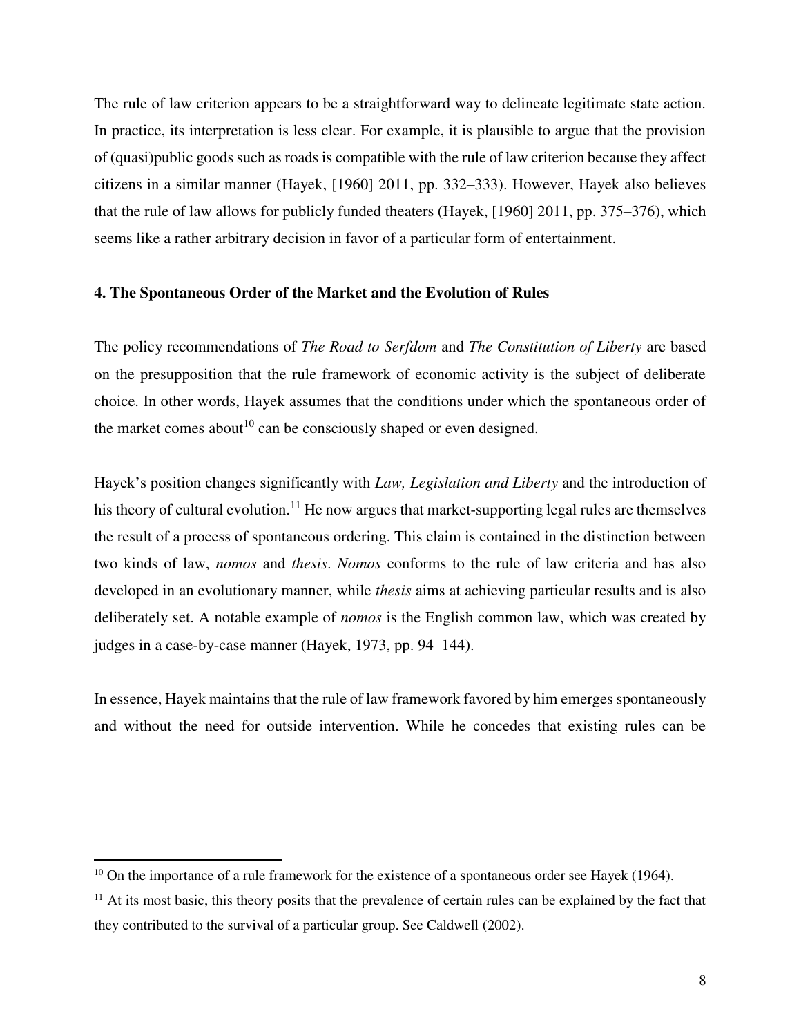The rule of law criterion appears to be a straightforward way to delineate legitimate state action. In practice, its interpretation is less clear. For example, it is plausible to argue that the provision of (quasi)public goods such as roads is compatible with the rule of law criterion because they affect citizens in a similar manner (Hayek, [1960] 2011, pp. 332–333). However, Hayek also believes that the rule of law allows for publicly funded theaters (Hayek, [1960] 2011, pp. 375–376), which seems like a rather arbitrary decision in favor of a particular form of entertainment.

### 4. The Spontaneous Order of the Market and the Evolution of Rules

The policy recommendations of *The Road to Serfdom* and *The Constitution of Liberty* are based on the presupposition that the rule framework of economic activity is the subject of deliberate choice. In other words, Hayek assumes that the conditions under which the spontaneous order of the market comes about[10] can be consciously shaped or even designed.

Hayek's position changes significantly with *Law, Legislation and Liberty* and the introduction of his theory of cultural evolution.[11] He now argues that market-supporting legal rules are themselves the result of a process of spontaneous ordering. This claim is contained in the distinction between two kinds of law, *nomos* and *thesis*. *Nomos* conforms to the rule of law criteria and has also developed in an evolutionary manner, while *thesis* aims at achieving particular results and is also deliberately set. A notable example of *nomos* is the English common law, which was created by judges in a case-by-case manner (Hayek, 1973, pp. 94–144).

In essence, Hayek maintains that the rule of law framework favored by him emerges spontaneously and without the need for outside intervention. While he concedes that existing rules can be

---

[10] On the importance of a rule framework for the existence of a spontaneous order see Hayek (1964).

[11] At its most basic, this theory posits that the prevalence of certain rules can be explained by the fact that they contributed to the survival of a particular group. See Caldwell (2002).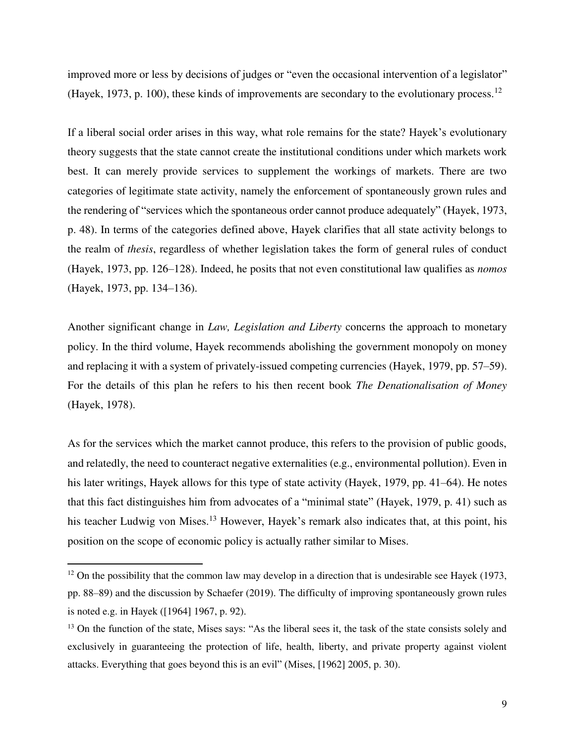improved more or less by decisions of judges or "even the occasional intervention of a legislator" (Hayek, 1973, p. 100), these kinds of improvements are secondary to the evolutionary process.[12]

If a liberal social order arises in this way, what role remains for the state? Hayek's evolutionary theory suggests that the state cannot create the institutional conditions under which markets work best. It can merely provide services to supplement the workings of markets. There are two categories of legitimate state activity, namely the enforcement of spontaneously grown rules and the rendering of "services which the spontaneous order cannot produce adequately" (Hayek, 1973, p. 48). In terms of the categories defined above, Hayek clarifies that all state activity belongs to the realm of *thesis*, regardless of whether legislation takes the form of general rules of conduct (Hayek, 1973, pp. 126–128). Indeed, he posits that not even constitutional law qualifies as *nomos* (Hayek, 1973, pp. 134–136).

Another significant change in *Law, Legislation and Liberty* concerns the approach to monetary policy. In the third volume, Hayek recommends abolishing the government monopoly on money and replacing it with a system of privately-issued competing currencies (Hayek, 1979, pp. 57–59). For the details of this plan he refers to his then recent book *The Denationalisation of Money* (Hayek, 1978).

As for the services which the market cannot produce, this refers to the provision of public goods, and relatedly, the need to counteract negative externalities (e.g., environmental pollution). Even in his later writings, Hayek allows for this type of state activity (Hayek, 1979, pp. 41–64). He notes that this fact distinguishes him from advocates of a "minimal state" (Hayek, 1979, p. 41) such as his teacher Ludwig von Mises.[13] However, Hayek's remark also indicates that, at this point, his position on the scope of economic policy is actually rather similar to Mises.

---

[12] On the possibility that the common law may develop in a direction that is undesirable see Hayek (1973, pp. 88–89) and the discussion by Schaefer (2019). The difficulty of improving spontaneously grown rules is noted e.g. in Hayek ([1964] 1967, p. 92).

[13] On the function of the state, Mises says: "As the liberal sees it, the task of the state consists solely and exclusively in guaranteeing the protection of life, health, liberty, and private property against violent attacks. Everything that goes beyond this is an evil" (Mises, [1962] 2005, p. 30).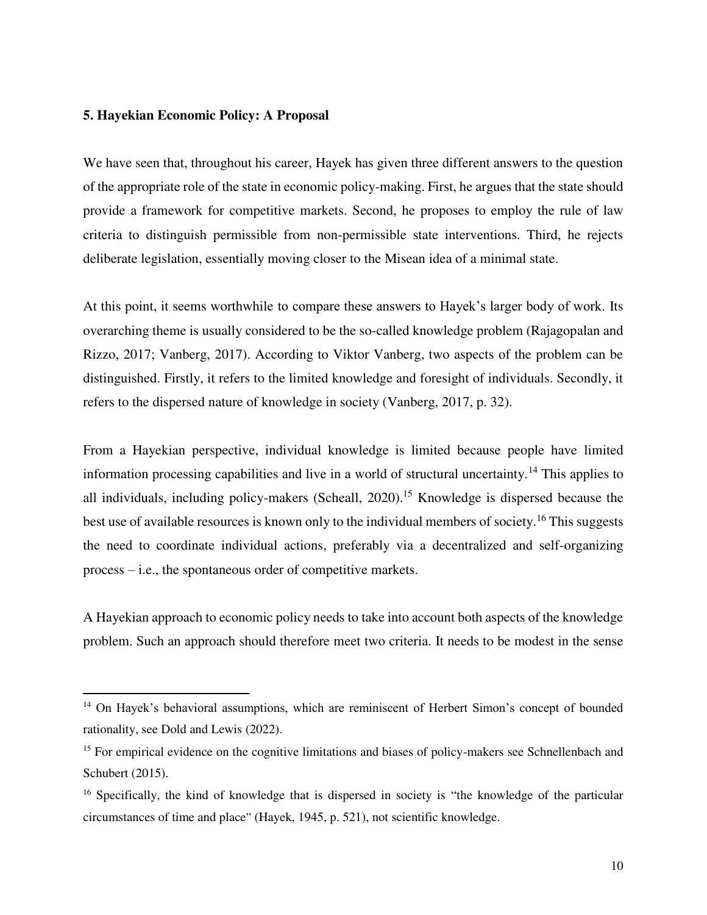## 5. Hayekian Economic Policy: A Proposal

We have seen that, throughout his career, Hayek has given three different answers to the question of the appropriate role of the state in economic policy-making. First, he argues that the state should provide a framework for competitive markets. Second, he proposes to employ the rule of law criteria to distinguish permissible from non-permissible state interventions. Third, he rejects deliberate legislation, essentially moving closer to the Misean idea of a minimal state.

At this point, it seems worthwhile to compare these answers to Hayek's larger body of work. Its overarching theme is usually considered to be the so-called knowledge problem (Rajagopalan and Rizzo, 2017; Vanberg, 2017). According to Viktor Vanberg, two aspects of the problem can be distinguished. Firstly, it refers to the limited knowledge and foresight of individuals. Secondly, it refers to the dispersed nature of knowledge in society (Vanberg, 2017, p. 32).

From a Hayekian perspective, individual knowledge is limited because people have limited information processing capabilities and live in a world of structural uncertainty.[14] This applies to all individuals, including policy-makers (Scheall, 2020).[15] Knowledge is dispersed because the best use of available resources is known only to the individual members of society.[16] This suggests the need to coordinate individual actions, preferably via a decentralized and self-organizing process – i.e., the spontaneous order of competitive markets.

A Hayekian approach to economic policy needs to take into account both aspects of the knowledge problem. Such an approach should therefore meet two criteria. It needs to be modest in the sense

---

[14] On Hayek's behavioral assumptions, which are reminiscent of Herbert Simon's concept of bounded rationality, see Dold and Lewis (2022).

[15] For empirical evidence on the cognitive limitations and biases of policy-makers see Schnellenbach and Schubert (2015).

[16] Specifically, the kind of knowledge that is dispersed in society is "the knowledge of the particular circumstances of time and place" (Hayek, 1945, p. 521), not scientific knowledge.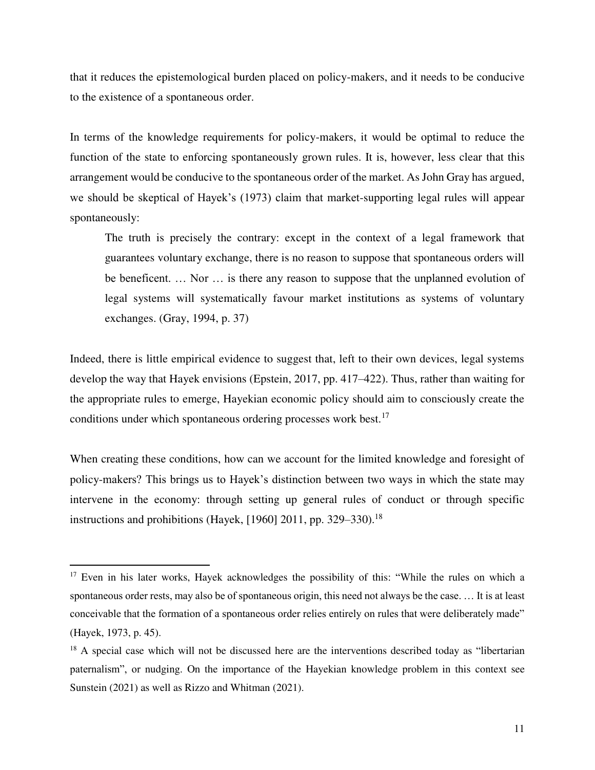that it reduces the epistemological burden placed on policy-makers, and it needs to be conducive to the existence of a spontaneous order.

In terms of the knowledge requirements for policy-makers, it would be optimal to reduce the function of the state to enforcing spontaneously grown rules. It is, however, less clear that this arrangement would be conducive to the spontaneous order of the market. As John Gray has argued, we should be skeptical of Hayek's (1973) claim that market-supporting legal rules will appear spontaneously:

> The truth is precisely the contrary: except in the context of a legal framework that guarantees voluntary exchange, there is no reason to suppose that spontaneous orders will be beneficent. … Nor … is there any reason to suppose that the unplanned evolution of legal systems will systematically favour market institutions as systems of voluntary exchanges. (Gray, 1994, p. 37)

Indeed, there is little empirical evidence to suggest that, left to their own devices, legal systems develop the way that Hayek envisions (Epstein, 2017, pp. 417–422). Thus, rather than waiting for the appropriate rules to emerge, Hayekian economic policy should aim to consciously create the conditions under which spontaneous ordering processes work best.[17]

When creating these conditions, how can we account for the limited knowledge and foresight of policy-makers? This brings us to Hayek's distinction between two ways in which the state may intervene in the economy: through setting up general rules of conduct or through specific instructions and prohibitions (Hayek, [1960] 2011, pp. 329–330).[18]

---

[17] Even in his later works, Hayek acknowledges the possibility of this: "While the rules on which a spontaneous order rests, may also be of spontaneous origin, this need not always be the case. … It is at least conceivable that the formation of a spontaneous order relies entirely on rules that were deliberately made" (Hayek, 1973, p. 45).

[18] A special case which will not be discussed here are the interventions described today as "libertarian paternalism", or nudging. On the importance of the Hayekian knowledge problem in this context see Sunstein (2021) as well as Rizzo and Whitman (2021).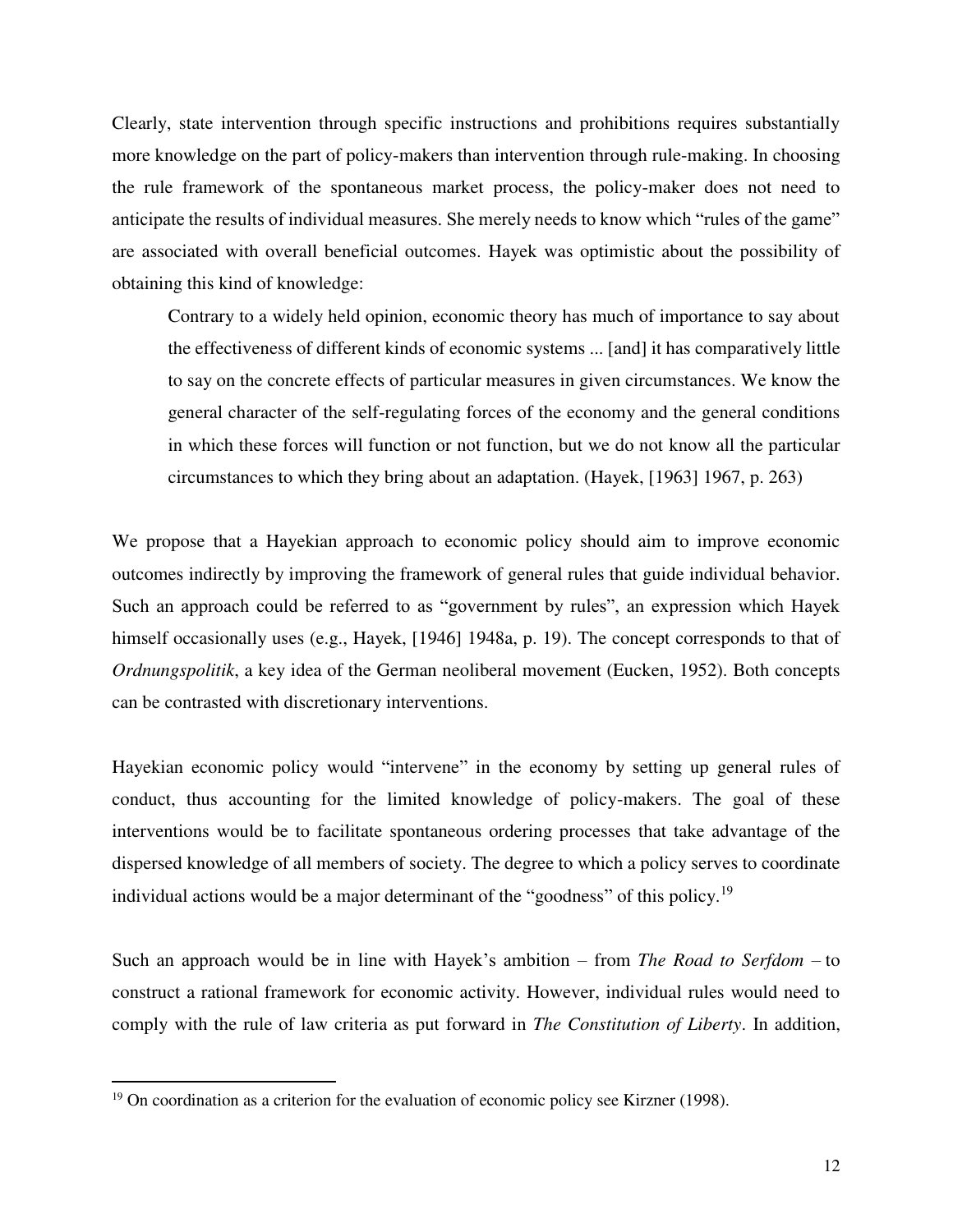Clearly, state intervention through specific instructions and prohibitions requires substantially more knowledge on the part of policy-makers than intervention through rule-making. In choosing the rule framework of the spontaneous market process, the policy-maker does not need to anticipate the results of individual measures. She merely needs to know which "rules of the game" are associated with overall beneficial outcomes. Hayek was optimistic about the possibility of obtaining this kind of knowledge:

> Contrary to a widely held opinion, economic theory has much of importance to say about the effectiveness of different kinds of economic systems ... [and] it has comparatively little to say on the concrete effects of particular measures in given circumstances. We know the general character of the self-regulating forces of the economy and the general conditions in which these forces will function or not function, but we do not know all the particular circumstances to which they bring about an adaptation. (Hayek, [1963] 1967, p. 263)

We propose that a Hayekian approach to economic policy should aim to improve economic outcomes indirectly by improving the framework of general rules that guide individual behavior. Such an approach could be referred to as "government by rules", an expression which Hayek himself occasionally uses (e.g., Hayek, [1946] 1948a, p. 19). The concept corresponds to that of *Ordnungspolitik*, a key idea of the German neoliberal movement (Eucken, 1952). Both concepts can be contrasted with discretionary interventions.

Hayekian economic policy would "intervene" in the economy by setting up general rules of conduct, thus accounting for the limited knowledge of policy-makers. The goal of these interventions would be to facilitate spontaneous ordering processes that take advantage of the dispersed knowledge of all members of society. The degree to which a policy serves to coordinate individual actions would be a major determinant of the "goodness" of this policy.[19]

Such an approach would be in line with Hayek's ambition – from *The Road to Serfdom* – to construct a rational framework for economic activity. However, individual rules would need to comply with the rule of law criteria as put forward in *The Constitution of Liberty*. In addition,

[19] On coordination as a criterion for the evaluation of economic policy see Kirzner (1998).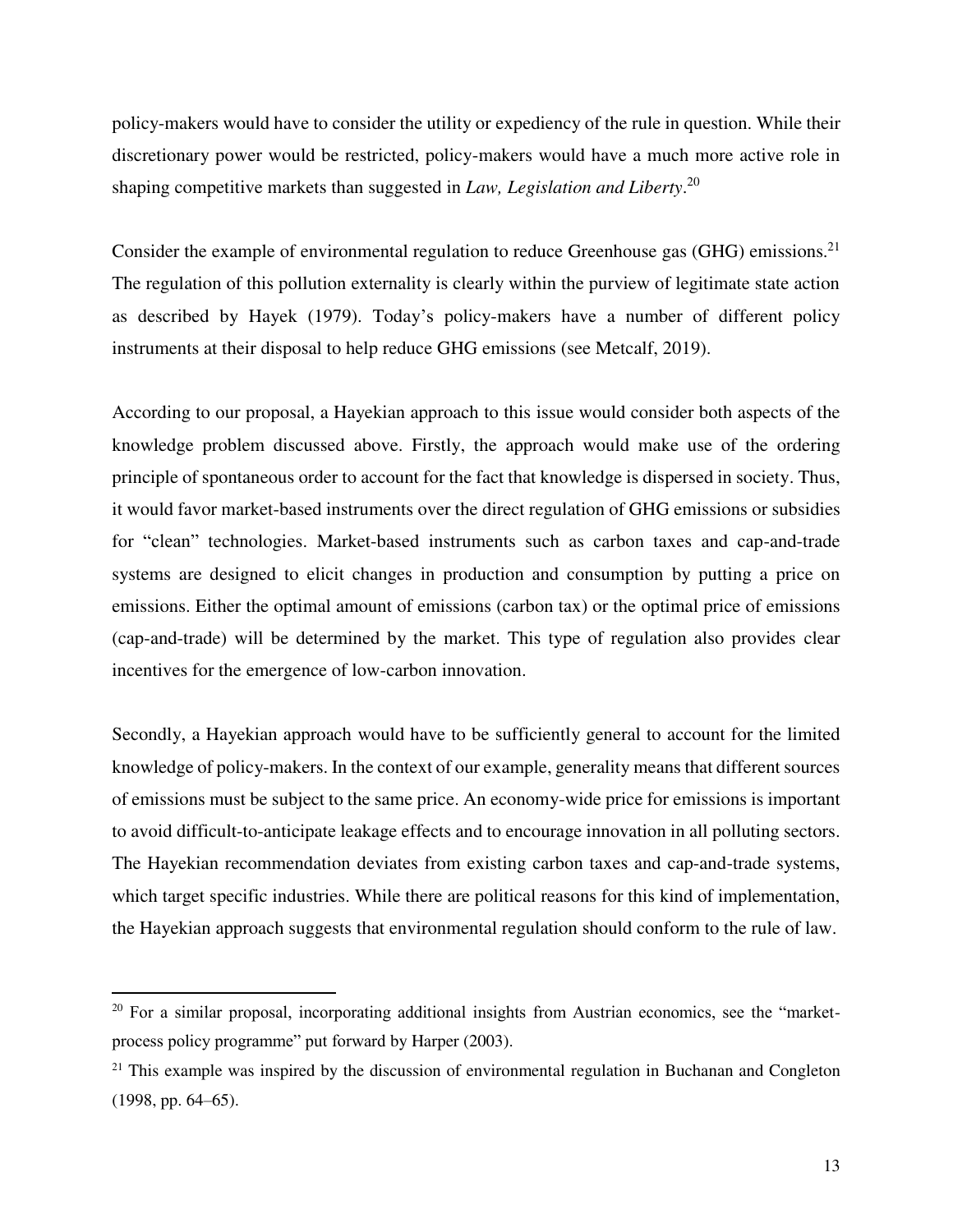policy-makers would have to consider the utility or expediency of the rule in question. While their discretionary power would be restricted, policy-makers would have a much more active role in shaping competitive markets than suggested in *Law, Legislation and Liberty*.[20]

Consider the example of environmental regulation to reduce Greenhouse gas (GHG) emissions.[21] The regulation of this pollution externality is clearly within the purview of legitimate state action as described by Hayek (1979). Today's policy-makers have a number of different policy instruments at their disposal to help reduce GHG emissions (see Metcalf, 2019).

According to our proposal, a Hayekian approach to this issue would consider both aspects of the knowledge problem discussed above. Firstly, the approach would make use of the ordering principle of spontaneous order to account for the fact that knowledge is dispersed in society. Thus, it would favor market-based instruments over the direct regulation of GHG emissions or subsidies for "clean" technologies. Market-based instruments such as carbon taxes and cap-and-trade systems are designed to elicit changes in production and consumption by putting a price on emissions. Either the optimal amount of emissions (carbon tax) or the optimal price of emissions (cap-and-trade) will be determined by the market. This type of regulation also provides clear incentives for the emergence of low-carbon innovation.

Secondly, a Hayekian approach would have to be sufficiently general to account for the limited knowledge of policy-makers. In the context of our example, generality means that different sources of emissions must be subject to the same price. An economy-wide price for emissions is important to avoid difficult-to-anticipate leakage effects and to encourage innovation in all polluting sectors. The Hayekian recommendation deviates from existing carbon taxes and cap-and-trade systems, which target specific industries. While there are political reasons for this kind of implementation, the Hayekian approach suggests that environmental regulation should conform to the rule of law.

---

[20] For a similar proposal, incorporating additional insights from Austrian economics, see the "market-process policy programme" put forward by Harper (2003).

[21] This example was inspired by the discussion of environmental regulation in Buchanan and Congleton (1998, pp. 64–65).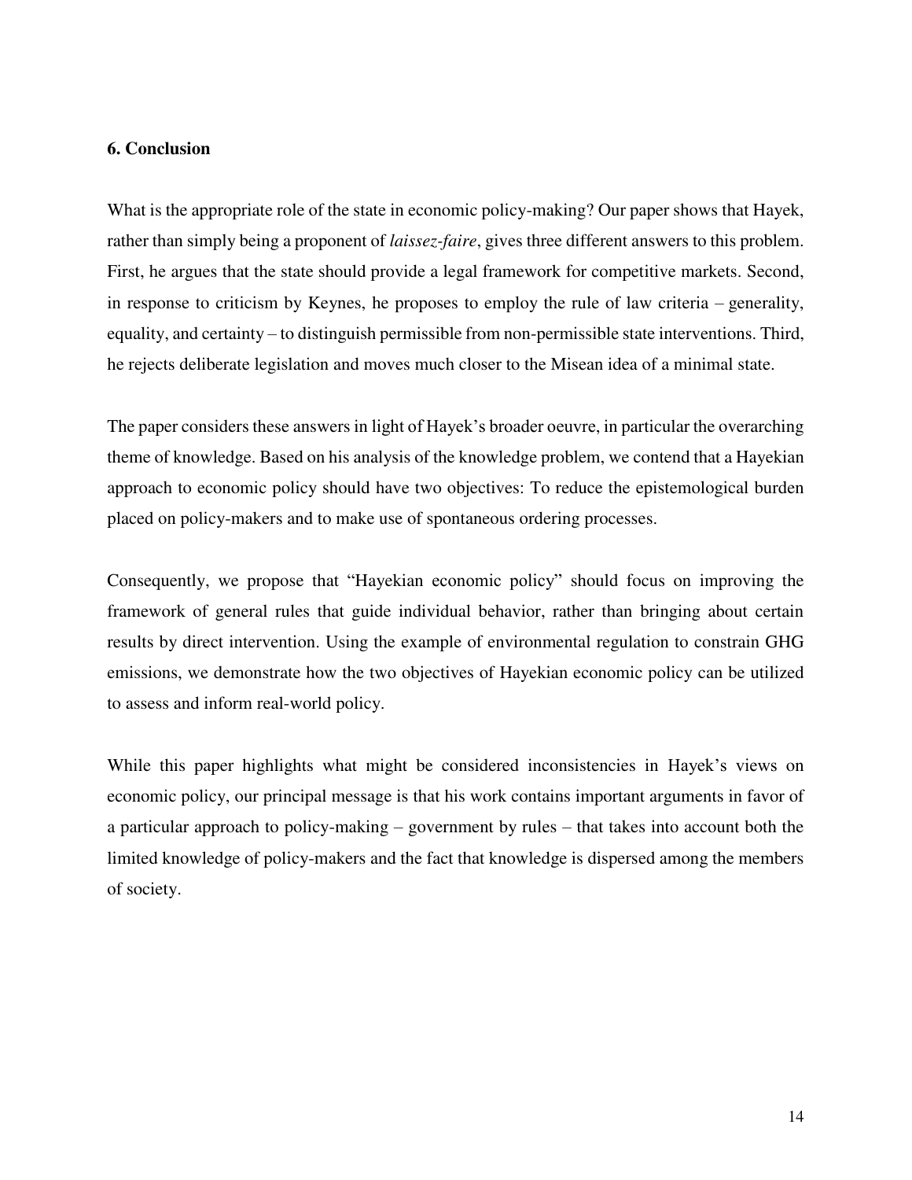## 6. Conclusion

What is the appropriate role of the state in economic policy-making? Our paper shows that Hayek, rather than simply being a proponent of *laissez-faire*, gives three different answers to this problem. First, he argues that the state should provide a legal framework for competitive markets. Second, in response to criticism by Keynes, he proposes to employ the rule of law criteria – generality, equality, and certainty – to distinguish permissible from non-permissible state interventions. Third, he rejects deliberate legislation and moves much closer to the Misean idea of a minimal state.

The paper considers these answers in light of Hayek's broader oeuvre, in particular the overarching theme of knowledge. Based on his analysis of the knowledge problem, we contend that a Hayekian approach to economic policy should have two objectives: To reduce the epistemological burden placed on policy-makers and to make use of spontaneous ordering processes.

Consequently, we propose that "Hayekian economic policy" should focus on improving the framework of general rules that guide individual behavior, rather than bringing about certain results by direct intervention. Using the example of environmental regulation to constrain GHG emissions, we demonstrate how the two objectives of Hayekian economic policy can be utilized to assess and inform real-world policy.

While this paper highlights what might be considered inconsistencies in Hayek's views on economic policy, our principal message is that his work contains important arguments in favor of a particular approach to policy-making – government by rules – that takes into account both the limited knowledge of policy-makers and the fact that knowledge is dispersed among the members of society.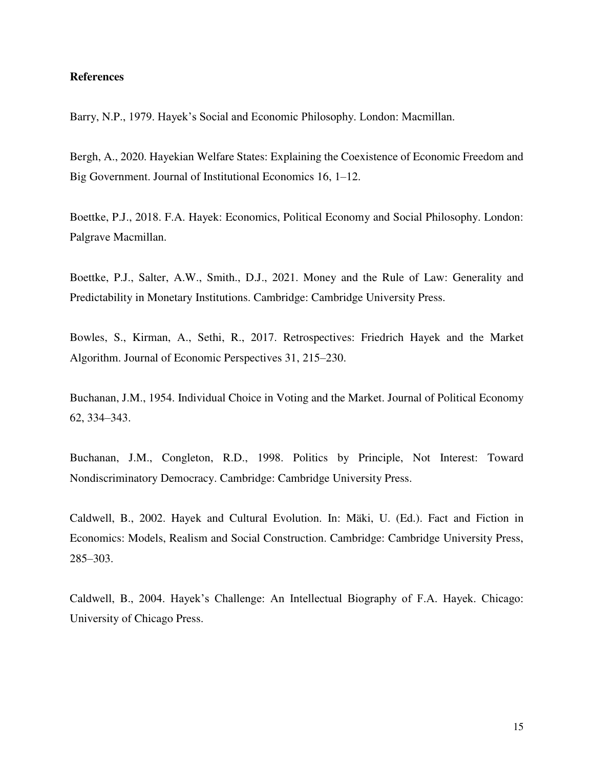**References**

Barry, N.P., 1979. Hayek's Social and Economic Philosophy. London: Macmillan.

Bergh, A., 2020. Hayekian Welfare States: Explaining the Coexistence of Economic Freedom and Big Government. Journal of Institutional Economics 16, 1–12.

Boettke, P.J., 2018. F.A. Hayek: Economics, Political Economy and Social Philosophy. London: Palgrave Macmillan.

Boettke, P.J., Salter, A.W., Smith., D.J., 2021. Money and the Rule of Law: Generality and Predictability in Monetary Institutions. Cambridge: Cambridge University Press.

Bowles, S., Kirman, A., Sethi, R., 2017. Retrospectives: Friedrich Hayek and the Market Algorithm. Journal of Economic Perspectives 31, 215–230.

Buchanan, J.M., 1954. Individual Choice in Voting and the Market. Journal of Political Economy 62, 334–343.

Buchanan, J.M., Congleton, R.D., 1998. Politics by Principle, Not Interest: Toward Nondiscriminatory Democracy. Cambridge: Cambridge University Press.

Caldwell, B., 2002. Hayek and Cultural Evolution. In: Mäki, U. (Ed.). Fact and Fiction in Economics: Models, Realism and Social Construction. Cambridge: Cambridge University Press, 285–303.

Caldwell, B., 2004. Hayek's Challenge: An Intellectual Biography of F.A. Hayek. Chicago: University of Chicago Press.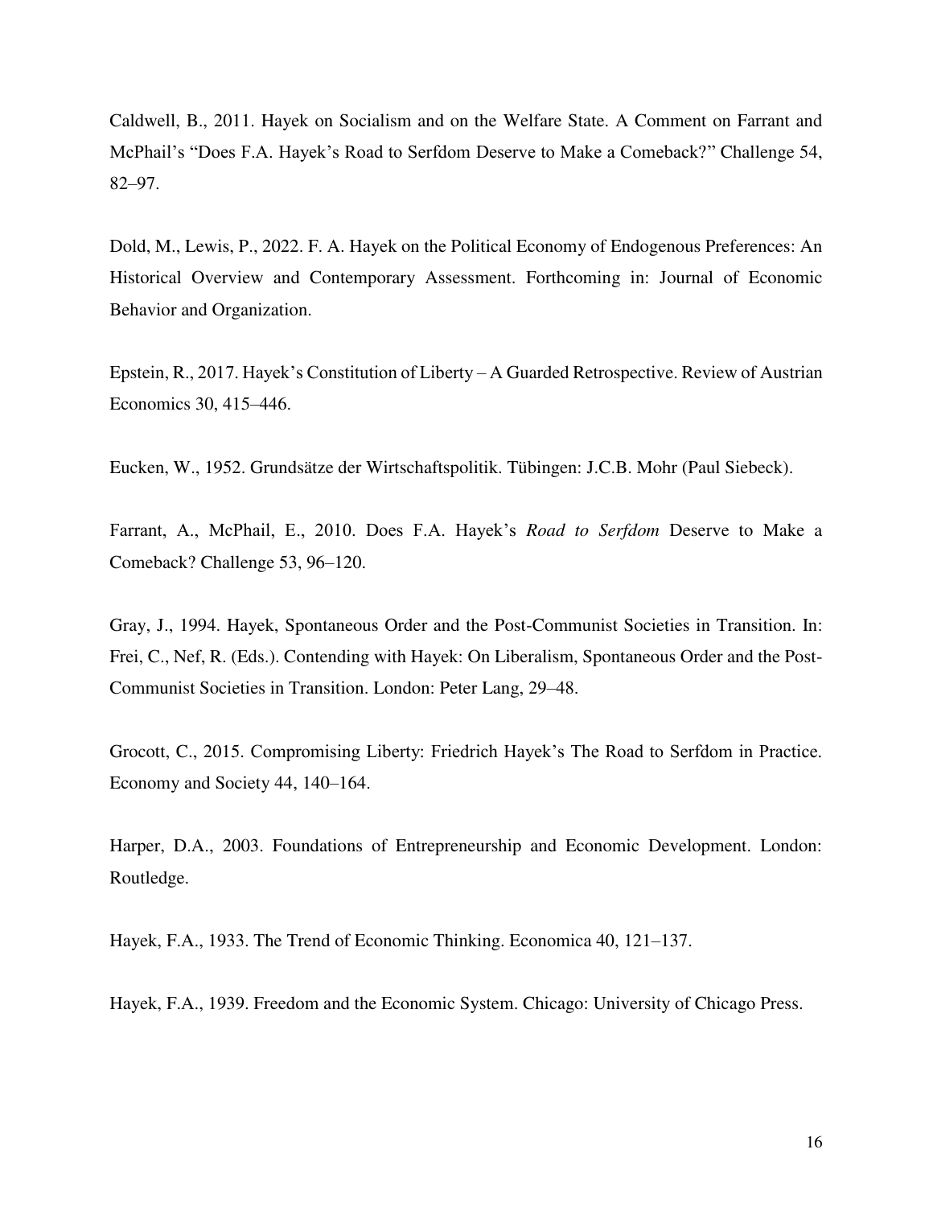Caldwell, B., 2011. Hayek on Socialism and on the Welfare State. A Comment on Farrant and McPhail's "Does F.A. Hayek's Road to Serfdom Deserve to Make a Comeback?" Challenge 54, 82–97.

Dold, M., Lewis, P., 2022. F. A. Hayek on the Political Economy of Endogenous Preferences: An Historical Overview and Contemporary Assessment. Forthcoming in: Journal of Economic Behavior and Organization.

Epstein, R., 2017. Hayek's Constitution of Liberty – A Guarded Retrospective. Review of Austrian Economics 30, 415–446.

Eucken, W., 1952. Grundsätze der Wirtschaftspolitik. Tübingen: J.C.B. Mohr (Paul Siebeck).

Farrant, A., McPhail, E., 2010. Does F.A. Hayek's *Road to Serfdom* Deserve to Make a Comeback? Challenge 53, 96–120.

Gray, J., 1994. Hayek, Spontaneous Order and the Post-Communist Societies in Transition. In: Frei, C., Nef, R. (Eds.). Contending with Hayek: On Liberalism, Spontaneous Order and the Post-Communist Societies in Transition. London: Peter Lang, 29–48.

Grocott, C., 2015. Compromising Liberty: Friedrich Hayek's The Road to Serfdom in Practice. Economy and Society 44, 140–164.

Harper, D.A., 2003. Foundations of Entrepreneurship and Economic Development. London: Routledge.

Hayek, F.A., 1933. The Trend of Economic Thinking. Economica 40, 121–137.

Hayek, F.A., 1939. Freedom and the Economic System. Chicago: University of Chicago Press.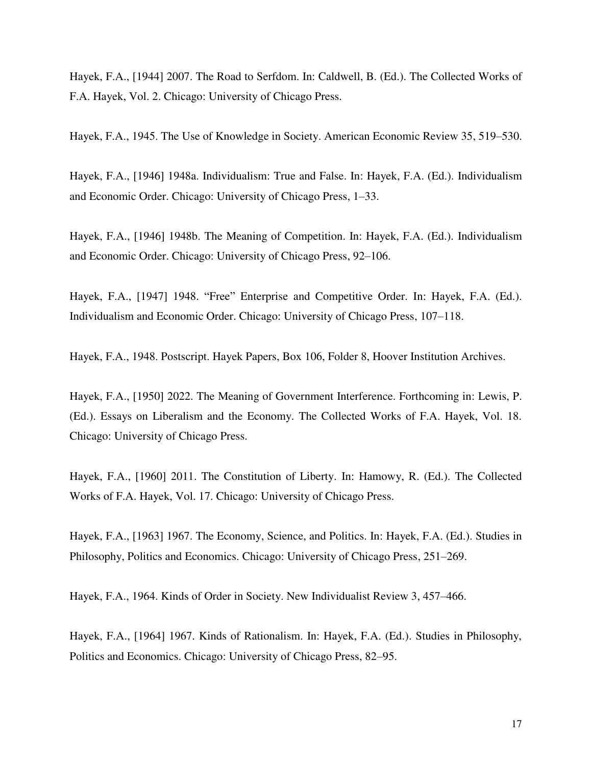Hayek, F.A., [1944] 2007. The Road to Serfdom. In: Caldwell, B. (Ed.). The Collected Works of F.A. Hayek, Vol. 2. Chicago: University of Chicago Press.

Hayek, F.A., 1945. The Use of Knowledge in Society. American Economic Review 35, 519–530.

Hayek, F.A., [1946] 1948a. Individualism: True and False. In: Hayek, F.A. (Ed.). Individualism and Economic Order. Chicago: University of Chicago Press, 1–33.

Hayek, F.A., [1946] 1948b. The Meaning of Competition. In: Hayek, F.A. (Ed.). Individualism and Economic Order. Chicago: University of Chicago Press, 92–106.

Hayek, F.A., [1947] 1948. "Free" Enterprise and Competitive Order. In: Hayek, F.A. (Ed.). Individualism and Economic Order. Chicago: University of Chicago Press, 107–118.

Hayek, F.A., 1948. Postscript. Hayek Papers, Box 106, Folder 8, Hoover Institution Archives.

Hayek, F.A., [1950] 2022. The Meaning of Government Interference. Forthcoming in: Lewis, P. (Ed.). Essays on Liberalism and the Economy. The Collected Works of F.A. Hayek, Vol. 18. Chicago: University of Chicago Press.

Hayek, F.A., [1960] 2011. The Constitution of Liberty. In: Hamowy, R. (Ed.). The Collected Works of F.A. Hayek, Vol. 17. Chicago: University of Chicago Press.

Hayek, F.A., [1963] 1967. The Economy, Science, and Politics. In: Hayek, F.A. (Ed.). Studies in Philosophy, Politics and Economics. Chicago: University of Chicago Press, 251–269.

Hayek, F.A., 1964. Kinds of Order in Society. New Individualist Review 3, 457–466.

Hayek, F.A., [1964] 1967. Kinds of Rationalism. In: Hayek, F.A. (Ed.). Studies in Philosophy, Politics and Economics. Chicago: University of Chicago Press, 82–95.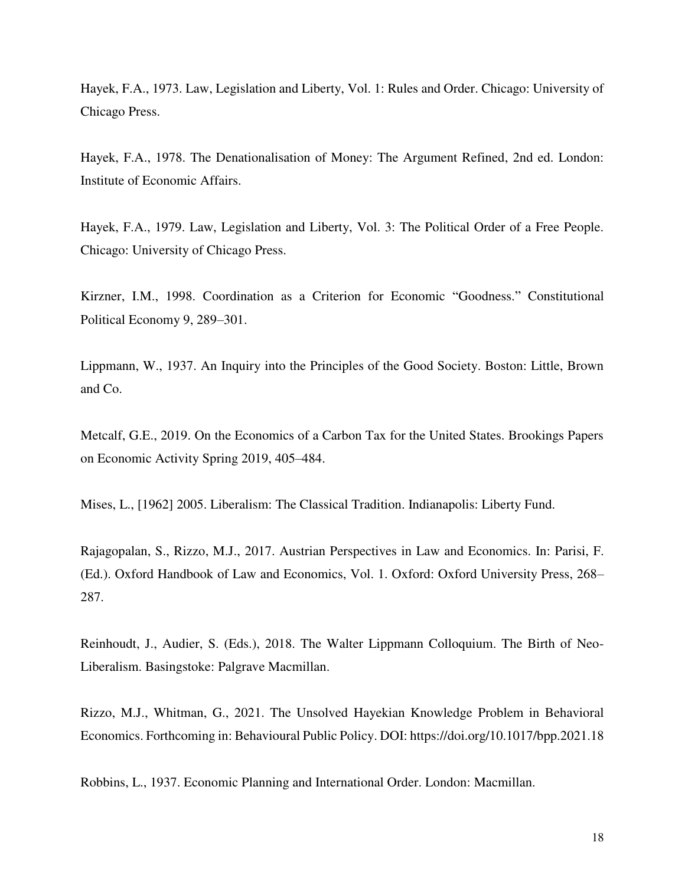Hayek, F.A., 1973. Law, Legislation and Liberty, Vol. 1: Rules and Order. Chicago: University of Chicago Press.

Hayek, F.A., 1978. The Denationalisation of Money: The Argument Refined, 2nd ed. London: Institute of Economic Affairs.

Hayek, F.A., 1979. Law, Legislation and Liberty, Vol. 3: The Political Order of a Free People. Chicago: University of Chicago Press.

Kirzner, I.M., 1998. Coordination as a Criterion for Economic "Goodness." Constitutional Political Economy 9, 289–301.

Lippmann, W., 1937. An Inquiry into the Principles of the Good Society. Boston: Little, Brown and Co.

Metcalf, G.E., 2019. On the Economics of a Carbon Tax for the United States. Brookings Papers on Economic Activity Spring 2019, 405–484.

Mises, L., [1962] 2005. Liberalism: The Classical Tradition. Indianapolis: Liberty Fund.

Rajagopalan, S., Rizzo, M.J., 2017. Austrian Perspectives in Law and Economics. In: Parisi, F. (Ed.). Oxford Handbook of Law and Economics, Vol. 1. Oxford: Oxford University Press, 268–287.

Reinhoudt, J., Audier, S. (Eds.), 2018. The Walter Lippmann Colloquium. The Birth of Neo-Liberalism. Basingstoke: Palgrave Macmillan.

Rizzo, M.J., Whitman, G., 2021. The Unsolved Hayekian Knowledge Problem in Behavioral Economics. Forthcoming in: Behavioural Public Policy. DOI: https://doi.org/10.1017/bpp.2021.18

Robbins, L., 1937. Economic Planning and International Order. London: Macmillan.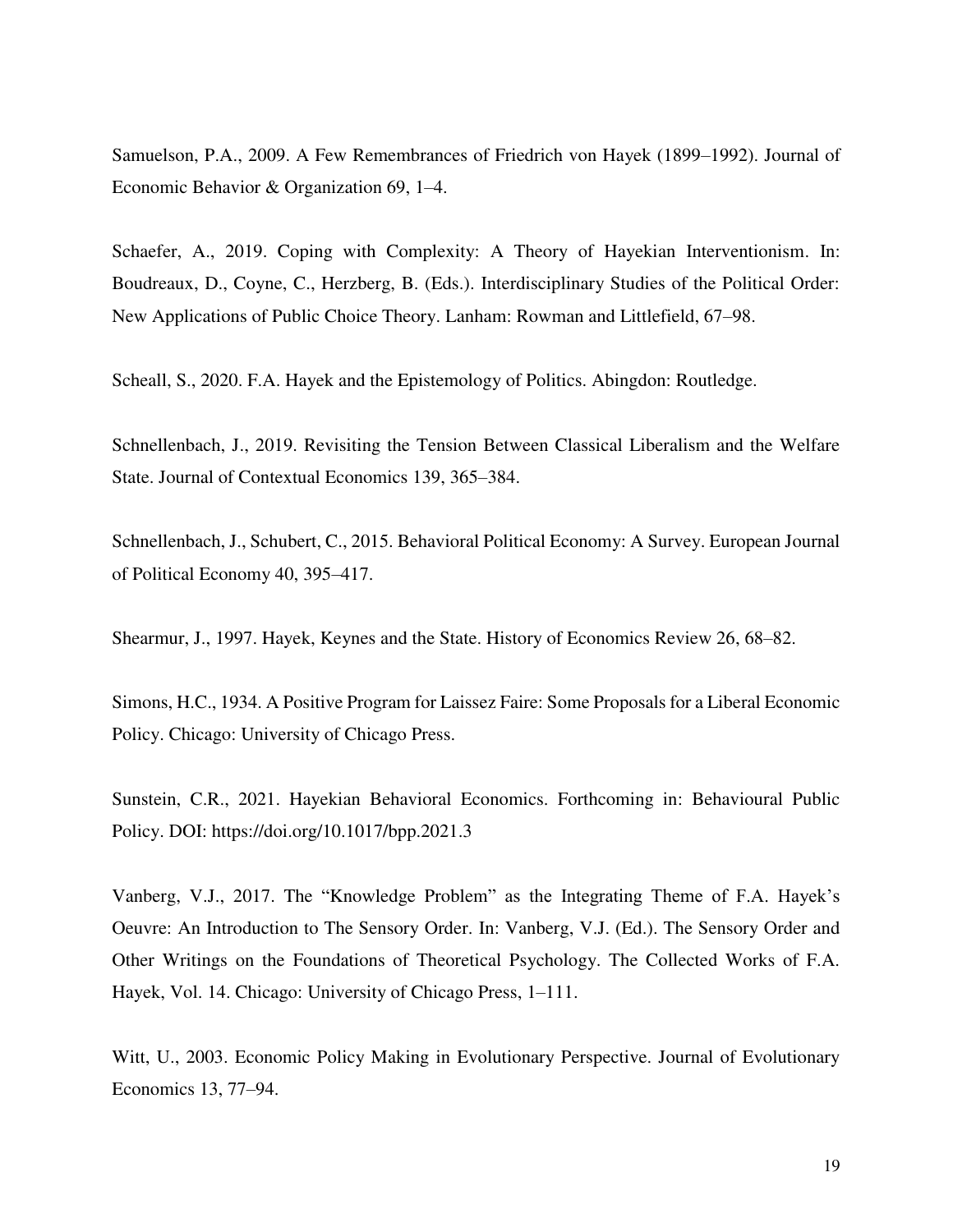Samuelson, P.A., 2009. A Few Remembrances of Friedrich von Hayek (1899–1992). Journal of Economic Behavior & Organization 69, 1–4.

Schaefer, A., 2019. Coping with Complexity: A Theory of Hayekian Interventionism. In: Boudreaux, D., Coyne, C., Herzberg, B. (Eds.). Interdisciplinary Studies of the Political Order: New Applications of Public Choice Theory. Lanham: Rowman and Littlefield, 67–98.

Scheall, S., 2020. F.A. Hayek and the Epistemology of Politics. Abingdon: Routledge.

Schnellenbach, J., 2019. Revisiting the Tension Between Classical Liberalism and the Welfare State. Journal of Contextual Economics 139, 365–384.

Schnellenbach, J., Schubert, C., 2015. Behavioral Political Economy: A Survey. European Journal of Political Economy 40, 395–417.

Shearmur, J., 1997. Hayek, Keynes and the State. History of Economics Review 26, 68–82.

Simons, H.C., 1934. A Positive Program for Laissez Faire: Some Proposals for a Liberal Economic Policy. Chicago: University of Chicago Press.

Sunstein, C.R., 2021. Hayekian Behavioral Economics. Forthcoming in: Behavioural Public Policy. DOI: https://doi.org/10.1017/bpp.2021.3

Vanberg, V.J., 2017. The "Knowledge Problem" as the Integrating Theme of F.A. Hayek's Oeuvre: An Introduction to The Sensory Order. In: Vanberg, V.J. (Ed.). The Sensory Order and Other Writings on the Foundations of Theoretical Psychology. The Collected Works of F.A. Hayek, Vol. 14. Chicago: University of Chicago Press, 1–111.

Witt, U., 2003. Economic Policy Making in Evolutionary Perspective. Journal of Evolutionary Economics 13, 77–94.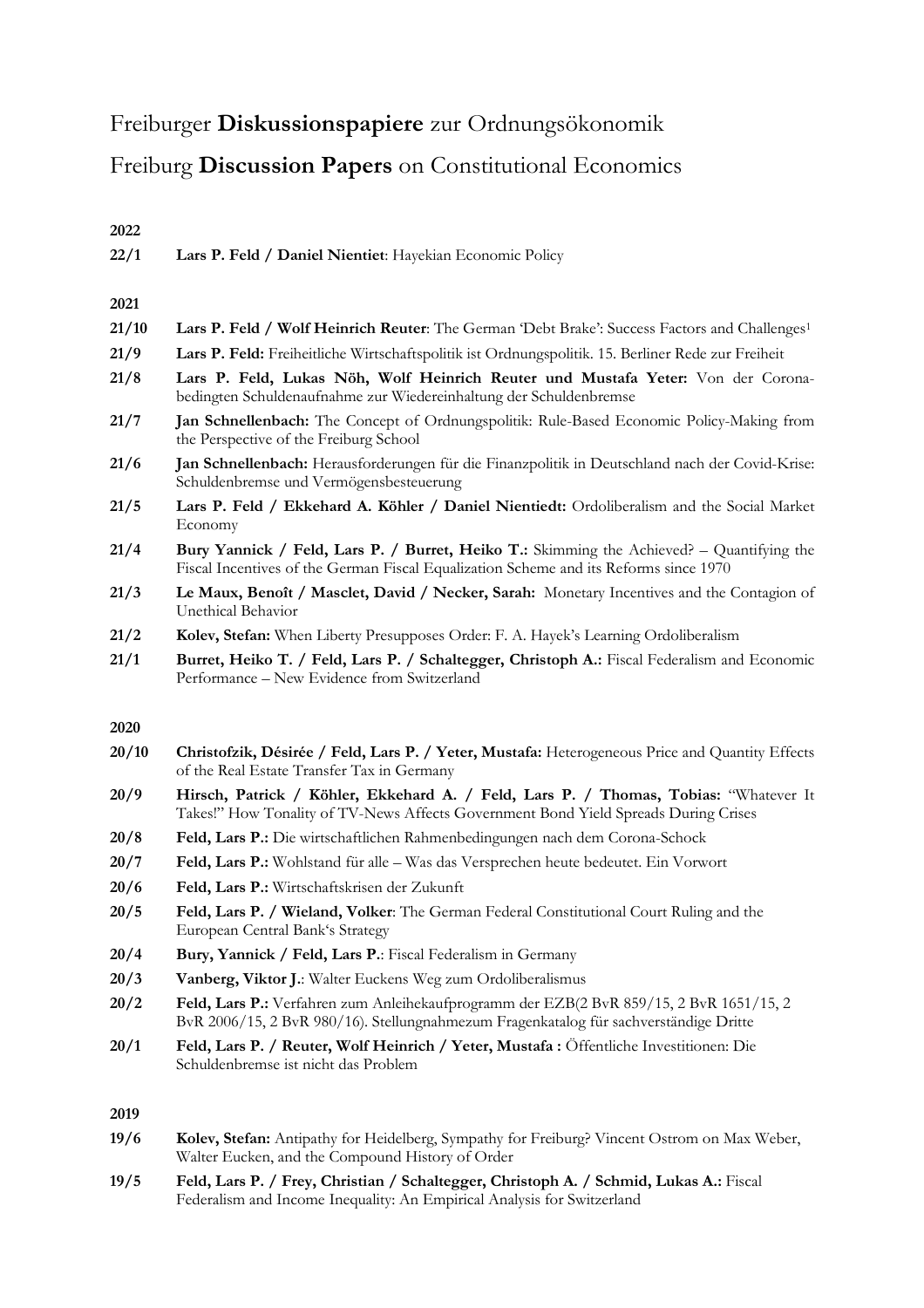# Freiburger **Diskussionspapiere** zur Ordnungsökonomik

# Freiburg **Discussion Papers** on Constitutional Economics

**2022**

**22/1** **Lars P. Feld / Daniel Nientiet**: Hayekian Economic Policy

**2021**

**21/10** **Lars P. Feld / Wolf Heinrich Reuter**: The German 'Debt Brake': Success Factors and Challenges[1]

**21/9** **Lars P. Feld:** Freiheitliche Wirtschaftspolitik ist Ordnungspolitik. 15. Berliner Rede zur Freiheit

**21/8** **Lars P. Feld, Lukas Nöh, Wolf Heinrich Reuter und Mustafa Yeter:** Von der Corona-bedingten Schuldenaufnahme zur Wiedereinhaltung der Schuldenbremse

**21/7** **Jan Schnellenbach:** The Concept of Ordnungspolitik: Rule-Based Economic Policy-Making from the Perspective of the Freiburg School

**21/6** **Jan Schnellenbach:** Herausforderungen für die Finanzpolitik in Deutschland nach der Covid-Krise: Schuldenbremse und Vermögensbesteuerung

**21/5** **Lars P. Feld / Ekkehard A. Köhler / Daniel Nientiedt:** Ordoliberalism and the Social Market Economy

**21/4** **Bury Yannick / Feld, Lars P. / Burret, Heiko T.:** Skimming the Achieved? – Quantifying the Fiscal Incentives of the German Fiscal Equalization Scheme and its Reforms since 1970

**21/3** **Le Maux, Benoît / Masclet, David / Necker, Sarah:** Monetary Incentives and the Contagion of Unethical Behavior

**21/2** **Kolev, Stefan:** When Liberty Presupposes Order: F. A. Hayek's Learning Ordoliberalism

**21/1** **Burret, Heiko T. / Feld, Lars P. / Schaltegger, Christoph A.:** Fiscal Federalism and Economic Performance – New Evidence from Switzerland

**2020**

**20/10** **Christofzik, Désirée / Feld, Lars P. / Yeter, Mustafa:** Heterogeneous Price and Quantity Effects of the Real Estate Transfer Tax in Germany

**20/9** **Hirsch, Patrick / Köhler, Ekkehard A. / Feld, Lars P. / Thomas, Tobias:** "Whatever It Takes!" How Tonality of TV-News Affects Government Bond Yield Spreads During Crises

**20/8** **Feld, Lars P.:** Die wirtschaftlichen Rahmenbedingungen nach dem Corona-Schock

**20/7** **Feld, Lars P.:** Wohlstand für alle – Was das Versprechen heute bedeutet. Ein Vorwort

**20/6** **Feld, Lars P.:** Wirtschaftskrisen der Zukunft

**20/5** **Feld, Lars P. / Wieland, Volker**: The German Federal Constitutional Court Ruling and the European Central Bank's Strategy

**20/4** **Bury, Yannick / Feld, Lars P.**: Fiscal Federalism in Germany

**20/3** **Vanberg, Viktor J.**: Walter Euckens Weg zum Ordoliberalismus

**20/2** **Feld, Lars P.:** Verfahren zum Anleihekaufprogramm der EZB(2 BvR 859/15, 2 BvR 1651/15, 2 BvR 2006/15, 2 BvR 980/16). Stellungnahmezum Fragenkatalog für sachverständige Dritte

**20/1** **Feld, Lars P. / Reuter, Wolf Heinrich / Yeter, Mustafa :** Öffentliche Investitionen: Die Schuldenbremse ist nicht das Problem

**2019**

**19/6** **Kolev, Stefan:** Antipathy for Heidelberg, Sympathy for Freiburg? Vincent Ostrom on Max Weber, Walter Eucken, and the Compound History of Order

**19/5** **Feld, Lars P. / Frey, Christian / Schaltegger, Christoph A. / Schmid, Lukas A.:** Fiscal Federalism and Income Inequality: An Empirical Analysis for Switzerland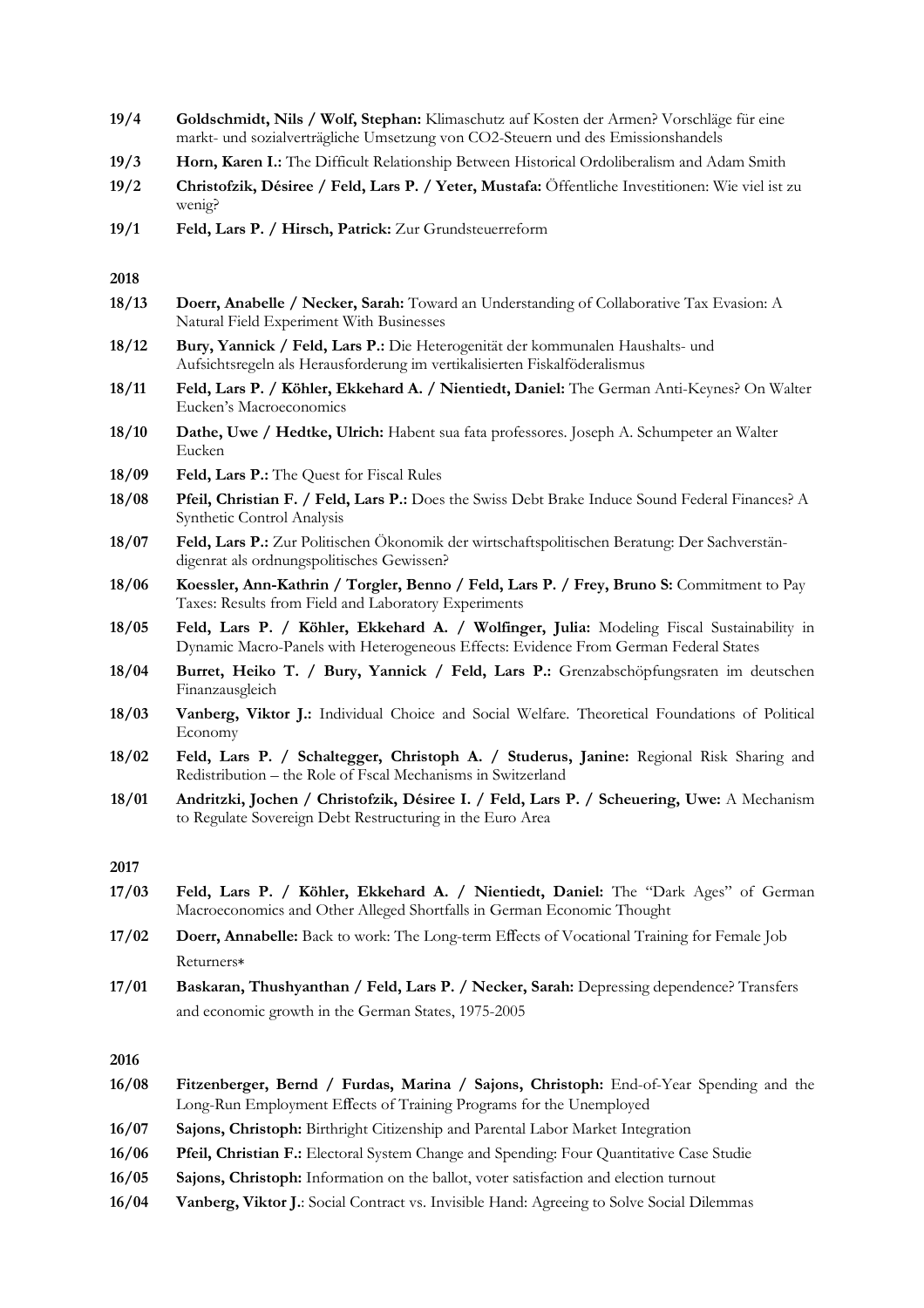**19/4** **Goldschmidt, Nils / Wolf, Stephan:** Klimaschutz auf Kosten der Armen? Vorschläge für eine markt- und sozialverträgliche Umsetzung von CO2-Steuern und des Emissionshandels

**19/3** **Horn, Karen I.:** The Difficult Relationship Between Historical Ordoliberalism and Adam Smith

**19/2** **Christofzik, Désiree / Feld, Lars P. / Yeter, Mustafa:** Öffentliche Investitionen: Wie viel ist zu wenig?

**19/1** **Feld, Lars P. / Hirsch, Patrick:** Zur Grundsteuerreform

## 2018

**18/13** **Doerr, Anabelle / Necker, Sarah:** Toward an Understanding of Collaborative Tax Evasion: A Natural Field Experiment With Businesses

**18/12** **Bury, Yannick / Feld, Lars P.:** Die Heterogenität der kommunalen Haushalts- und Aufsichtsregeln als Herausforderung im vertikalisierten Fiskalföderalismus

**18/11** **Feld, Lars P. / Köhler, Ekkehard A. / Nientiedt, Daniel:** The German Anti-Keynes? On Walter Eucken's Macroeconomics

**18/10** **Dathe, Uwe / Hedtke, Ulrich:** Habent sua fata professores. Joseph A. Schumpeter an Walter Eucken

**18/09** **Feld, Lars P.:** The Quest for Fiscal Rules

**18/08** **Pfeil, Christian F. / Feld, Lars P.:** Does the Swiss Debt Brake Induce Sound Federal Finances? A Synthetic Control Analysis

**18/07** **Feld, Lars P.:** Zur Politischen Ökonomik der wirtschaftspolitischen Beratung: Der Sachverständigenrat als ordnungspolitisches Gewissen?

**18/06** **Koessler, Ann-Kathrin / Torgler, Benno / Feld, Lars P. / Frey, Bruno S:** Commitment to Pay Taxes: Results from Field and Laboratory Experiments

**18/05** **Feld, Lars P. / Köhler, Ekkehard A. / Wolfinger, Julia:** Modeling Fiscal Sustainability in Dynamic Macro-Panels with Heterogeneous Effects: Evidence From German Federal States

**18/04** **Burret, Heiko T. / Bury, Yannick / Feld, Lars P.:** Grenzabschöpfungsraten im deutschen Finanzausgleich

**18/03** **Vanberg, Viktor J.:** Individual Choice and Social Welfare. Theoretical Foundations of Political Economy

**18/02** **Feld, Lars P. / Schaltegger, Christoph A. / Studerus, Janine:** Regional Risk Sharing and Redistribution – the Role of Fscal Mechanisms in Switzerland

**18/01** **Andritzki, Jochen / Christofzik, Désiree I. / Feld, Lars P. / Scheuering, Uwe:** A Mechanism to Regulate Sovereign Debt Restructuring in the Euro Area

## 2017

**17/03** **Feld, Lars P. / Köhler, Ekkehard A. / Nientiedt, Daniel:** The "Dark Ages" of German Macroeconomics and Other Alleged Shortfalls in German Economic Thought

**17/02** **Doerr, Annabelle:** Back to work: The Long-term Effects of Vocational Training for Female Job Returners*

**17/01** **Baskaran, Thushyanthan / Feld, Lars P. / Necker, Sarah:** Depressing dependence? Transfers and economic growth in the German States, 1975-2005

## 2016

**16/08** **Fitzenberger, Bernd / Furdas, Marina / Sajons, Christoph:** End-of-Year Spending and the Long-Run Employment Effects of Training Programs for the Unemployed

**16/07** **Sajons, Christoph:** Birthright Citizenship and Parental Labor Market Integration

**16/06** **Pfeil, Christian F.:** Electoral System Change and Spending: Four Quantitative Case Studie

**16/05** **Sajons, Christoph:** Information on the ballot, voter satisfaction and election turnout

**16/04** **Vanberg, Viktor J**.: Social Contract vs. Invisible Hand: Agreeing to Solve Social Dilemmas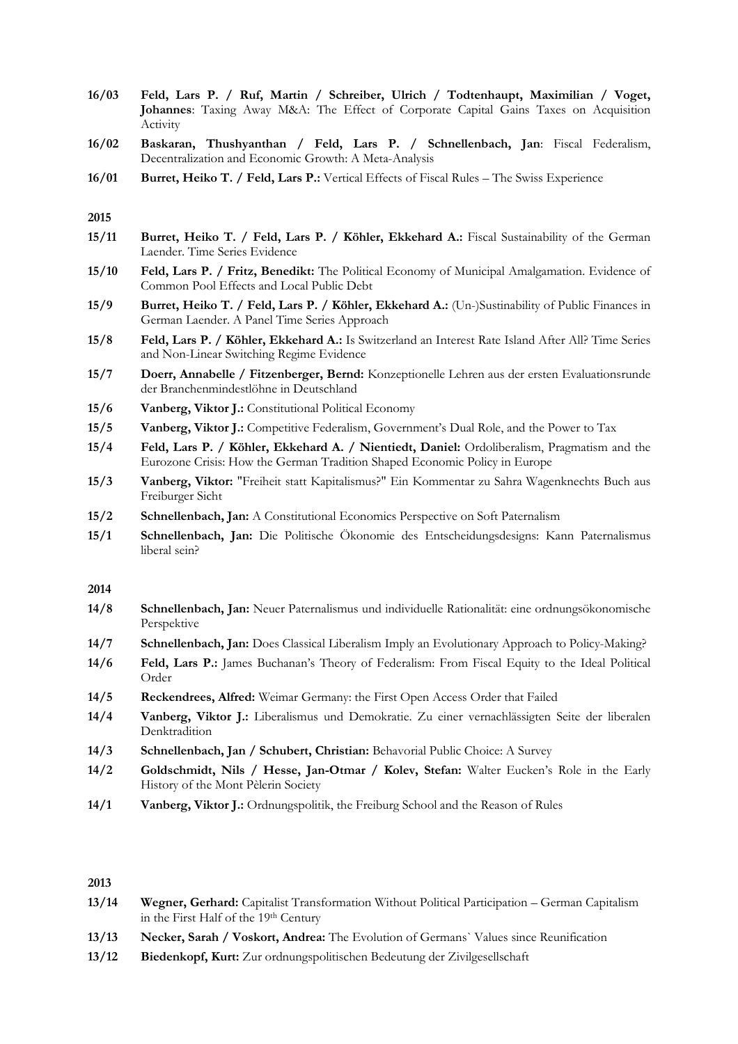**16/03** **Feld, Lars P. / Ruf, Martin / Schreiber, Ulrich / Todtenhaupt, Maximilian / Voget, Johannes**: Taxing Away M&A: The Effect of Corporate Capital Gains Taxes on Acquisition Activity

**16/02** **Baskaran, Thushyanthan / Feld, Lars P. / Schnellenbach, Jan**: Fiscal Federalism, Decentralization and Economic Growth: A Meta-Analysis

**16/01** **Burret, Heiko T. / Feld, Lars P.:** Vertical Effects of Fiscal Rules – The Swiss Experience

**2015**

**15/11** **Burret, Heiko T. / Feld, Lars P. / Köhler, Ekkehard A.:** Fiscal Sustainability of the German Laender. Time Series Evidence

**15/10** **Feld, Lars P. / Fritz, Benedikt:** The Political Economy of Municipal Amalgamation. Evidence of Common Pool Effects and Local Public Debt

**15/9** **Burret, Heiko T. / Feld, Lars P. / Köhler, Ekkehard A.:** (Un-)Sustinability of Public Finances in German Laender. A Panel Time Series Approach

**15/8** **Feld, Lars P. / Köhler, Ekkehard A.:** Is Switzerland an Interest Rate Island After All? Time Series and Non-Linear Switching Regime Evidence

**15/7** **Doerr, Annabelle / Fitzenberger, Bernd:** Konzeptionelle Lehren aus der ersten Evaluationsrunde der Branchenmindestlöhne in Deutschland

**15/6** **Vanberg, Viktor J.:** Constitutional Political Economy

**15/5** **Vanberg, Viktor J.:** Competitive Federalism, Government's Dual Role, and the Power to Tax

**15/4** **Feld, Lars P. / Köhler, Ekkehard A. / Nientiedt, Daniel:** Ordoliberalism, Pragmatism and the Eurozone Crisis: How the German Tradition Shaped Economic Policy in Europe

**15/3** **Vanberg, Viktor:** "Freiheit statt Kapitalismus?" Ein Kommentar zu Sahra Wagenknechts Buch aus Freiburger Sicht

**15/2** **Schnellenbach, Jan:** A Constitutional Economics Perspective on Soft Paternalism

**15/1** **Schnellenbach, Jan:** Die Politische Ökonomie des Entscheidungsdesigns: Kann Paternalismus liberal sein?

**2014**

**14/8** **Schnellenbach, Jan:** Neuer Paternalismus und individuelle Rationalität: eine ordnungsökonomische Perspektive

**14/7** **Schnellenbach, Jan:** Does Classical Liberalism Imply an Evolutionary Approach to Policy-Making?

**14/6** **Feld, Lars P.:** James Buchanan's Theory of Federalism: From Fiscal Equity to the Ideal Political Order

**14/5** **Reckendrees, Alfred:** Weimar Germany: the First Open Access Order that Failed

**14/4** **Vanberg, Viktor J.:** Liberalismus und Demokratie. Zu einer vernachlässigten Seite der liberalen Denktradition

**14/3** **Schnellenbach, Jan / Schubert, Christian:** Behavorial Public Choice: A Survey

**14/2** **Goldschmidt, Nils / Hesse, Jan-Otmar / Kolev, Stefan:** Walter Eucken's Role in the Early History of the Mont Pèlerin Society

**14/1** **Vanberg, Viktor J.:** Ordnungspolitik, the Freiburg School and the Reason of Rules

**2013**

**13/14** **Wegner, Gerhard:** Capitalist Transformation Without Political Participation – German Capitalism in the First Half of the 19th Century

**13/13** **Necker, Sarah / Voskort, Andrea:** The Evolution of Germans` Values since Reunification

**13/12** **Biedenkopf, Kurt:** Zur ordnungspolitischen Bedeutung der Zivilgesellschaft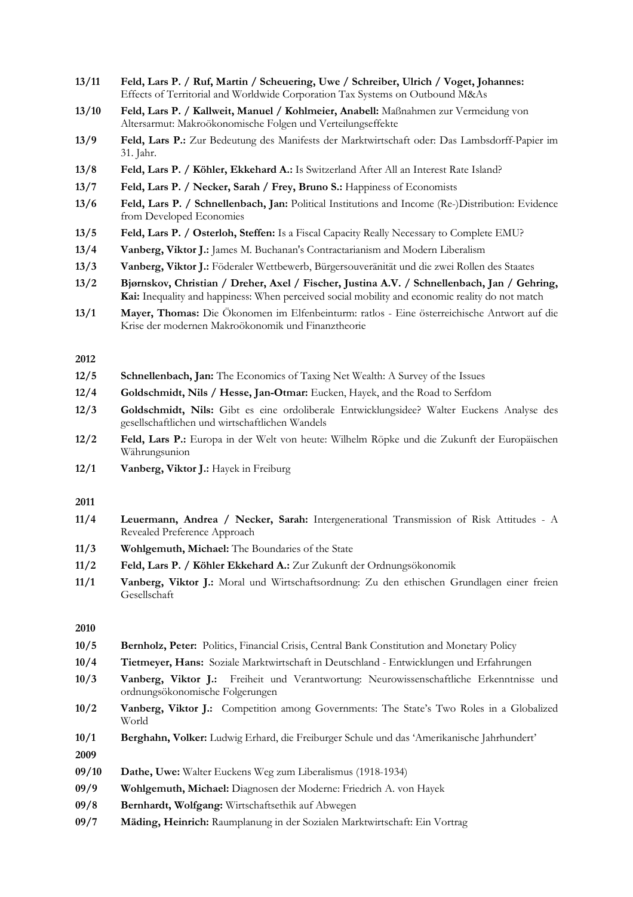**13/11** **Feld, Lars P. / Ruf, Martin / Scheuering, Uwe / Schreiber, Ulrich / Voget, Johannes:** Effects of Territorial and Worldwide Corporation Tax Systems on Outbound M&As

**13/10** **Feld, Lars P. / Kallweit, Manuel / Kohlmeier, Anabell:** Maßnahmen zur Vermeidung von Altersarmut: Makroökonomische Folgen und Verteilungseffekte

**13/9** **Feld, Lars P.:** Zur Bedeutung des Manifests der Marktwirtschaft oder: Das Lambsdorff-Papier im 31. Jahr.

**13/8** **Feld, Lars P. / Köhler, Ekkehard A.:** Is Switzerland After All an Interest Rate Island?

**13/7** **Feld, Lars P. / Necker, Sarah / Frey, Bruno S.:** Happiness of Economists

**13/6** **Feld, Lars P. / Schnellenbach, Jan:** Political Institutions and Income (Re-)Distribution: Evidence from Developed Economies

**13/5** **Feld, Lars P. / Osterloh, Steffen:** Is a Fiscal Capacity Really Necessary to Complete EMU?

**13/4** **Vanberg, Viktor J.:** James M. Buchanan's Contractarianism and Modern Liberalism

**13/3** **Vanberg, Viktor J.:** Föderaler Wettbewerb, Bürgersouveränität und die zwei Rollen des Staates

**13/2** **Bjørnskov, Christian / Dreher, Axel / Fischer, Justina A.V. / Schnellenbach, Jan / Gehring, Kai:** Inequality and happiness: When perceived social mobility and economic reality do not match

**13/1** **Mayer, Thomas:** Die Ökonomen im Elfenbeinturm: ratlos - Eine österreichische Antwort auf die Krise der modernen Makroökonomik und Finanztheorie

**2012**

**12/5** **Schnellenbach, Jan:** The Economics of Taxing Net Wealth: A Survey of the Issues

**12/4** **Goldschmidt, Nils / Hesse, Jan-Otmar:** Eucken, Hayek, and the Road to Serfdom

**12/3** **Goldschmidt, Nils:** Gibt es eine ordoliberale Entwicklungsidee? Walter Euckens Analyse des gesellschaftlichen und wirtschaftlichen Wandels

**12/2** **Feld, Lars P.:** Europa in der Welt von heute: Wilhelm Röpke und die Zukunft der Europäischen Währungsunion

**12/1** **Vanberg, Viktor J.:** Hayek in Freiburg

**2011**

**11/4** **Leuermann, Andrea / Necker, Sarah:** Intergenerational Transmission of Risk Attitudes - A Revealed Preference Approach

**11/3** **Wohlgemuth, Michael:** The Boundaries of the State

**11/2** **Feld, Lars P. / Köhler Ekkehard A.:** Zur Zukunft der Ordnungsökonomik

**11/1** **Vanberg, Viktor J.:** Moral und Wirtschaftsordnung: Zu den ethischen Grundlagen einer freien Gesellschaft

**2010**

**10/5** **Bernholz, Peter:** Politics, Financial Crisis, Central Bank Constitution and Monetary Policy

**10/4** **Tietmeyer, Hans:** Soziale Marktwirtschaft in Deutschland - Entwicklungen und Erfahrungen

**10/3** **Vanberg, Viktor J.:** Freiheit und Verantwortung: Neurowissenschaftliche Erkenntnisse und ordnungsökonomische Folgerungen

**10/2** **Vanberg, Viktor J.:** Competition among Governments: The State's Two Roles in a Globalized World

**10/1** **Berghahn, Volker:** Ludwig Erhard, die Freiburger Schule und das 'Amerikanische Jahrhundert'

**2009**

**09/10** **Dathe, Uwe:** Walter Euckens Weg zum Liberalismus (1918-1934)

**09/9** **Wohlgemuth, Michael:** Diagnosen der Moderne: Friedrich A. von Hayek

**09/8** **Bernhardt, Wolfgang:** Wirtschaftsethik auf Abwegen

**09/7** **Mäding, Heinrich:** Raumplanung in der Sozialen Marktwirtschaft: Ein Vortrag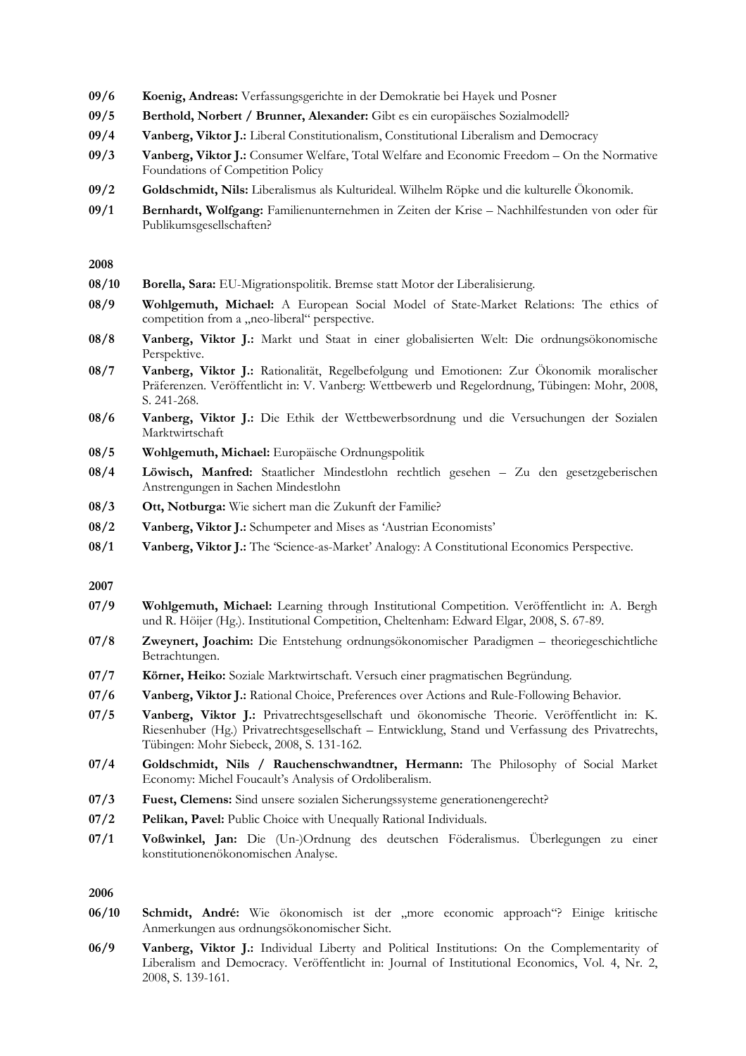**09/6** **Koenig, Andreas:** Verfassungsgerichte in der Demokratie bei Hayek und Posner

**09/5** **Berthold, Norbert / Brunner, Alexander:** Gibt es ein europäisches Sozialmodell?

**09/4** **Vanberg, Viktor J.:** Liberal Constitutionalism, Constitutional Liberalism and Democracy

**09/3** **Vanberg, Viktor J.:** Consumer Welfare, Total Welfare and Economic Freedom – On the Normative Foundations of Competition Policy

**09/2** **Goldschmidt, Nils:** Liberalismus als Kulturideal. Wilhelm Röpke und die kulturelle Ökonomik.

**09/1** **Bernhardt, Wolfgang:** Familienunternehmen in Zeiten der Krise – Nachhilfestunden von oder für Publikumsgesellschaften?

**2008**

**08/10** **Borella, Sara:** EU-Migrationspolitik. Bremse statt Motor der Liberalisierung.

**08/9** **Wohlgemuth, Michael:** A European Social Model of State-Market Relations: The ethics of competition from a „neo-liberal" perspective.

**08/8** **Vanberg, Viktor J.:** Markt und Staat in einer globalisierten Welt: Die ordnungsökonomische Perspektive.

**08/7** **Vanberg, Viktor J.:** Rationalität, Regelbefolgung und Emotionen: Zur Ökonomik moralischer Präferenzen. Veröffentlicht in: V. Vanberg: Wettbewerb und Regelordnung, Tübingen: Mohr, 2008, S. 241-268.

**08/6** **Vanberg, Viktor J.:** Die Ethik der Wettbewerbsordnung und die Versuchungen der Sozialen Marktwirtschaft

**08/5** **Wohlgemuth, Michael:** Europäische Ordnungspolitik

**08/4** **Löwisch, Manfred:** Staatlicher Mindestlohn rechtlich gesehen – Zu den gesetzgeberischen Anstrengungen in Sachen Mindestlohn

**08/3** **Ott, Notburga:** Wie sichert man die Zukunft der Familie?

**08/2** **Vanberg, Viktor J.:** Schumpeter and Mises as 'Austrian Economists'

**08/1** **Vanberg, Viktor J.:** The 'Science-as-Market' Analogy: A Constitutional Economics Perspective.

**2007**

**07/9** **Wohlgemuth, Michael:** Learning through Institutional Competition. Veröffentlicht in: A. Bergh und R. Höijer (Hg.). Institutional Competition, Cheltenham: Edward Elgar, 2008, S. 67-89.

**07/8** **Zweynert, Joachim:** Die Entstehung ordnungsökonomischer Paradigmen – theoriegeschichtliche Betrachtungen.

**07/7** **Körner, Heiko:** Soziale Marktwirtschaft. Versuch einer pragmatischen Begründung.

**07/6** **Vanberg, Viktor J.:** Rational Choice, Preferences over Actions and Rule-Following Behavior.

**07/5** **Vanberg, Viktor J.:** Privatrechtsgesellschaft und ökonomische Theorie. Veröffentlicht in: K. Riesenhuber (Hg.) Privatrechtsgesellschaft – Entwicklung, Stand und Verfassung des Privatrechts, Tübingen: Mohr Siebeck, 2008, S. 131-162.

**07/4** **Goldschmidt, Nils / Rauchenschwandtner, Hermann:** The Philosophy of Social Market Economy: Michel Foucault's Analysis of Ordoliberalism.

**07/3** **Fuest, Clemens:** Sind unsere sozialen Sicherungssysteme generationengerecht?

**07/2** **Pelikan, Pavel:** Public Choice with Unequally Rational Individuals.

**07/1** **Voßwinkel, Jan:** Die (Un-)Ordnung des deutschen Föderalismus. Überlegungen zu einer konstitutionenökonomischen Analyse.

**2006**

**06/10** **Schmidt, André:** Wie ökonomisch ist der „more economic approach"? Einige kritische Anmerkungen aus ordnungsökonomischer Sicht.

**06/9** **Vanberg, Viktor J.:** Individual Liberty and Political Institutions: On the Complementarity of Liberalism and Democracy. Veröffentlicht in: Journal of Institutional Economics, Vol. 4, Nr. 2, 2008, S. 139-161.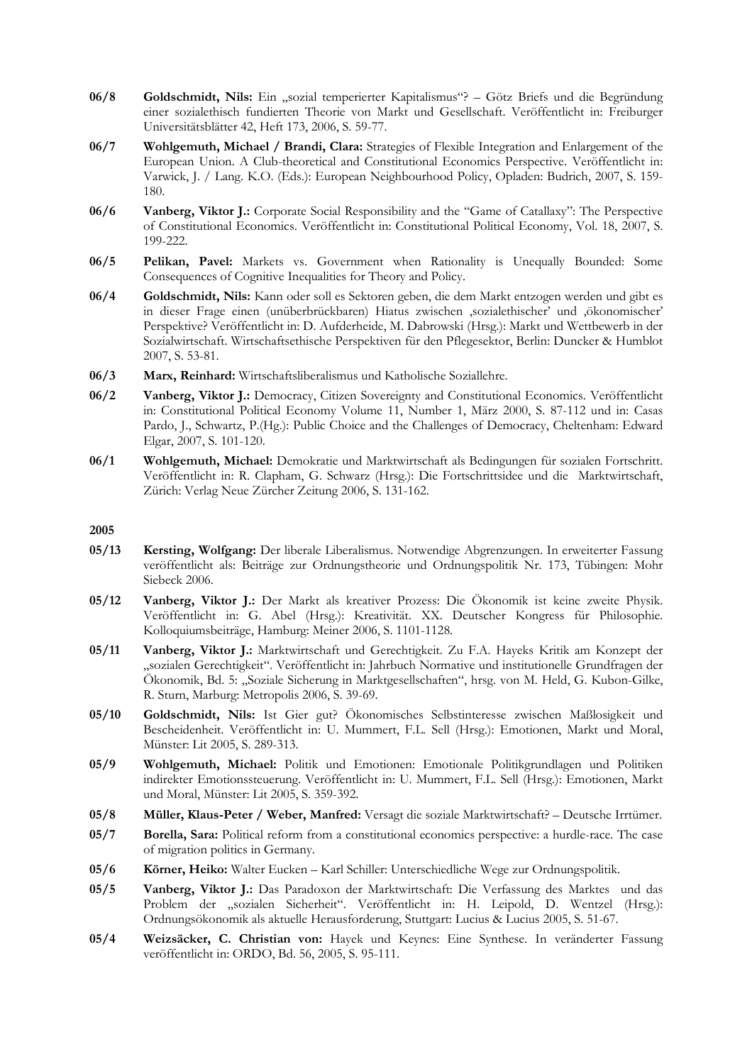**06/8** **Goldschmidt, Nils:** Ein „sozial temperierter Kapitalismus"? – Götz Briefs und die Begründung einer sozialethisch fundierten Theorie von Markt und Gesellschaft. Veröffentlicht in: Freiburger Universitätsblätter 42, Heft 173, 2006, S. 59-77.

**06/7** **Wohlgemuth, Michael / Brandi, Clara:** Strategies of Flexible Integration and Enlargement of the European Union. A Club-theoretical and Constitutional Economics Perspective. Veröffentlicht in: Varwick, J. / Lang. K.O. (Eds.): European Neighbourhood Policy, Opladen: Budrich, 2007, S. 159-180.

**06/6** **Vanberg, Viktor J.:** Corporate Social Responsibility and the "Game of Catallaxy": The Perspective of Constitutional Economics. Veröffentlicht in: Constitutional Political Economy, Vol. 18, 2007, S. 199-222.

**06/5** **Pelikan, Pavel:** Markets vs. Government when Rationality is Unequally Bounded: Some Consequences of Cognitive Inequalities for Theory and Policy.

**06/4** **Goldschmidt, Nils:** Kann oder soll es Sektoren geben, die dem Markt entzogen werden und gibt es in dieser Frage einen (unüberbrückbaren) Hiatus zwischen ‚sozialethischer' und ‚ökonomischer' Perspektive? Veröffentlicht in: D. Aufderheide, M. Dabrowski (Hrsg.): Markt und Wettbewerb in der Sozialwirtschaft. Wirtschaftsethische Perspektiven für den Pflegesektor, Berlin: Duncker & Humblot 2007, S. 53-81.

**06/3** **Marx, Reinhard:** Wirtschaftsliberalismus und Katholische Soziallehre.

**06/2** **Vanberg, Viktor J.:** Democracy, Citizen Sovereignty and Constitutional Economics. Veröffentlicht in: Constitutional Political Economy Volume 11, Number 1, März 2000, S. 87-112 und in: Casas Pardo, J., Schwartz, P.(Hg.): Public Choice and the Challenges of Democracy, Cheltenham: Edward Elgar, 2007, S. 101-120.

**06/1** **Wohlgemuth, Michael:** Demokratie und Marktwirtschaft als Bedingungen für sozialen Fortschritt. Veröffentlicht in: R. Clapham, G. Schwarz (Hrsg.): Die Fortschrittsidee und die Marktwirtschaft, Zürich: Verlag Neue Zürcher Zeitung 2006, S. 131-162.

**2005**

**05/13** **Kersting, Wolfgang:** Der liberale Liberalismus. Notwendige Abgrenzungen. In erweiterter Fassung veröffentlicht als: Beiträge zur Ordnungstheorie und Ordnungspolitik Nr. 173, Tübingen: Mohr Siebeck 2006.

**05/12** **Vanberg, Viktor J.:** Der Markt als kreativer Prozess: Die Ökonomik ist keine zweite Physik. Veröffentlicht in: G. Abel (Hrsg.): Kreativität. XX. Deutscher Kongress für Philosophie. Kolloquiumsbeiträge, Hamburg: Meiner 2006, S. 1101-1128.

**05/11** **Vanberg, Viktor J.:** Marktwirtschaft und Gerechtigkeit. Zu F.A. Hayeks Kritik am Konzept der „sozialen Gerechtigkeit". Veröffentlicht in: Jahrbuch Normative und institutionelle Grundfragen der Ökonomik, Bd. 5: „Soziale Sicherung in Marktgesellschaften", hrsg. von M. Held, G. Kubon-Gilke, R. Sturn, Marburg: Metropolis 2006, S. 39-69.

**05/10** **Goldschmidt, Nils:** Ist Gier gut? Ökonomisches Selbstinteresse zwischen Maßlosigkeit und Bescheidenheit. Veröffentlicht in: U. Mummert, F.L. Sell (Hrsg.): Emotionen, Markt und Moral, Münster: Lit 2005, S. 289-313.

**05/9** **Wohlgemuth, Michael:** Politik und Emotionen: Emotionale Politikgrundlagen und Politiken indirekter Emotionssteuerung. Veröffentlicht in: U. Mummert, F.L. Sell (Hrsg.): Emotionen, Markt und Moral, Münster: Lit 2005, S. 359-392.

**05/8** **Müller, Klaus-Peter / Weber, Manfred:** Versagt die soziale Marktwirtschaft? – Deutsche Irrtümer.

**05/7** **Borella, Sara:** Political reform from a constitutional economics perspective: a hurdle-race. The case of migration politics in Germany.

**05/6** **Körner, Heiko:** Walter Eucken – Karl Schiller: Unterschiedliche Wege zur Ordnungspolitik.

**05/5** **Vanberg, Viktor J.:** Das Paradoxon der Marktwirtschaft: Die Verfassung des Marktes und das Problem der „sozialen Sicherheit". Veröffentlicht in: H. Leipold, D. Wentzel (Hrsg.): Ordnungsökonomik als aktuelle Herausforderung, Stuttgart: Lucius & Lucius 2005, S. 51-67.

**05/4** **Weizsäcker, C. Christian von:** Hayek und Keynes: Eine Synthese. In veränderter Fassung veröffentlicht in: ORDO, Bd. 56, 2005, S. 95-111.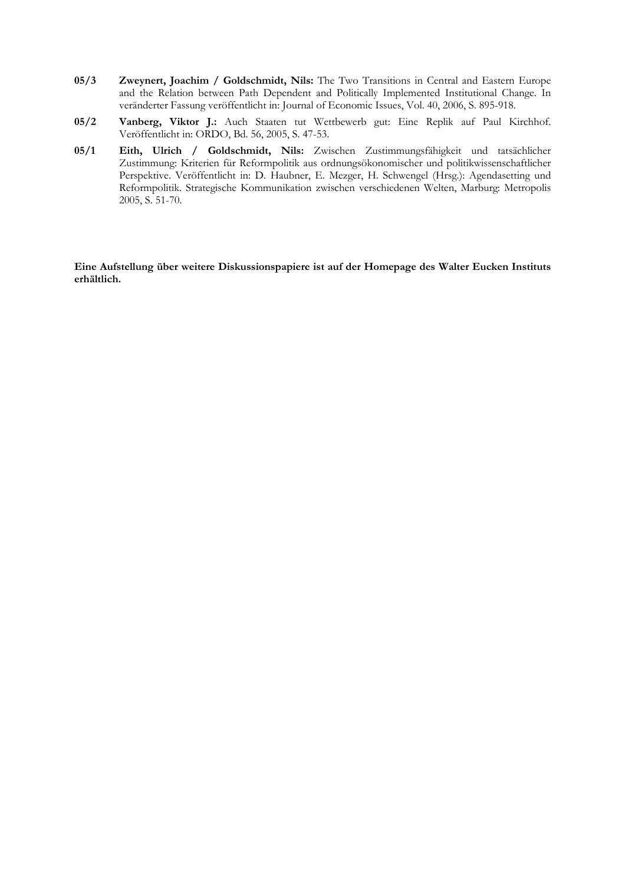**05/3** **Zweynert, Joachim / Goldschmidt, Nils:** The Two Transitions in Central and Eastern Europe and the Relation between Path Dependent and Politically Implemented Institutional Change. In veränderter Fassung veröffentlicht in: Journal of Economic Issues, Vol. 40, 2006, S. 895-918.

**05/2** **Vanberg, Viktor J.:** Auch Staaten tut Wettbewerb gut: Eine Replik auf Paul Kirchhof. Veröffentlicht in: ORDO, Bd. 56, 2005, S. 47-53.

**05/1** **Eith, Ulrich / Goldschmidt, Nils:** Zwischen Zustimmungsfähigkeit und tatsächlicher Zustimmung: Kriterien für Reformpolitik aus ordnungsökonomischer und politikwissenschaftlicher Perspektive. Veröffentlicht in: D. Haubner, E. Mezger, H. Schwengel (Hrsg.): Agendasetting und Reformpolitik. Strategische Kommunikation zwischen verschiedenen Welten, Marburg: Metropolis 2005, S. 51-70.

**Eine Aufstellung über weitere Diskussionspapiere ist auf der Homepage des Walter Eucken Instituts erhältlich.**